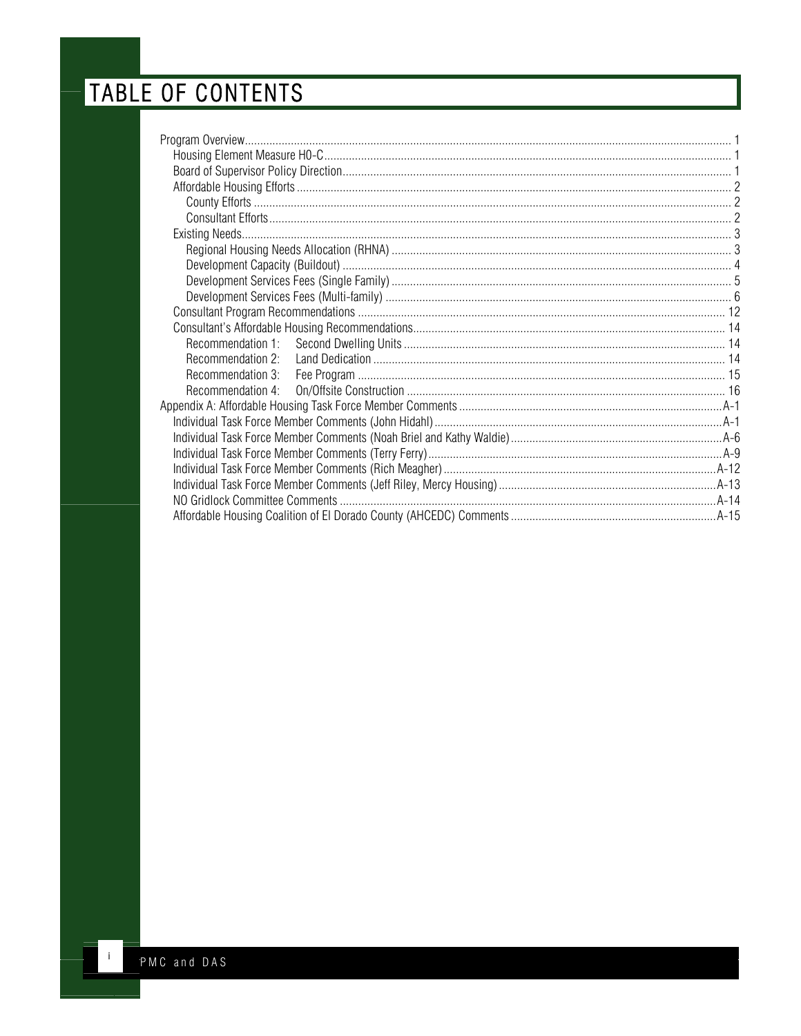# TABLE OF CONTENTS

- Program Overview ..... 1
  - Housing Element Measure HO-C ..... 1
  - Board of Supervisor Policy Direction ..... 1
  - Affordable Housing Efforts ..... 2
    - County Efforts ..... 2
    - Consultant Efforts ..... 2
  - Existing Needs ..... 3
    - Regional Housing Needs Allocation (RHNA) ..... 3
    - Development Capacity (Buildout) ..... 4
    - Development Services Fees (Single Family) ..... 5
    - Development Services Fees (Multi-family) ..... 6
  - Consultant Program Recommendations ..... 12
  - Consultant's Affordable Housing Recommendations ..... 14
    - Recommendation 1: Second Dwelling Units ..... 14
    - Recommendation 2: Land Dedication ..... 14
    - Recommendation 3: Fee Program ..... 15
    - Recommendation 4: On/Offsite Construction ..... 16
- Appendix A: Affordable Housing Task Force Member Comments ..... A-1
  - Individual Task Force Member Comments (John Hidahl) ..... A-1
  - Individual Task Force Member Comments (Noah Briel and Kathy Waldie) ..... A-6
  - Individual Task Force Member Comments (Terry Ferry) ..... A-9
  - Individual Task Force Member Comments (Rich Meagher) ..... A-12
  - Individual Task Force Member Comments (Jeff Riley, Mercy Housing) ..... A-13
  - NO Gridlock Committee Comments ..... A-14
  - Affordable Housing Coalition of El Dorado County (AHCEDC) Comments ..... A-15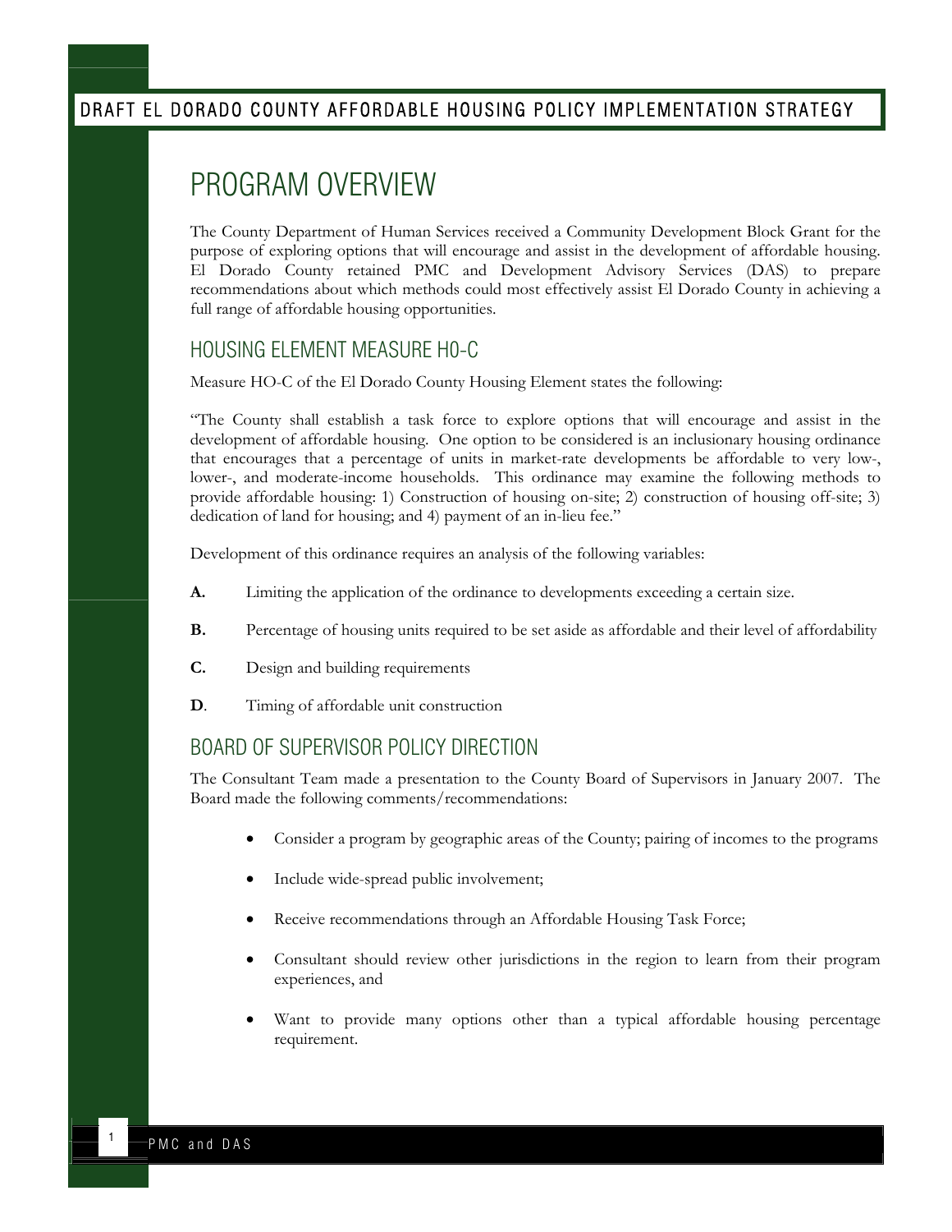# PROGRAM OVERVIEW

The County Department of Human Services received a Community Development Block Grant for the purpose of exploring options that will encourage and assist in the development of affordable housing. El Dorado County retained PMC and Development Advisory Services (DAS) to prepare recommendations about which methods could most effectively assist El Dorado County in achieving a full range of affordable housing opportunities.

## HOUSING ELEMENT MEASURE H0-C

Measure HO-C of the El Dorado County Housing Element states the following:

"The County shall establish a task force to explore options that will encourage and assist in the development of affordable housing. One option to be considered is an inclusionary housing ordinance that encourages that a percentage of units in market-rate developments be affordable to very low-, lower-, and moderate-income households. This ordinance may examine the following methods to provide affordable housing: 1) Construction of housing on-site; 2) construction of housing off-site; 3) dedication of land for housing; and 4) payment of an in-lieu fee."

Development of this ordinance requires an analysis of the following variables:

**A.** Limiting the application of the ordinance to developments exceeding a certain size.

**B.** Percentage of housing units required to be set aside as affordable and their level of affordability

**C.** Design and building requirements

**D**. Timing of affordable unit construction

## BOARD OF SUPERVISOR POLICY DIRECTION

The Consultant Team made a presentation to the County Board of Supervisors in January 2007. The Board made the following comments/recommendations:

- Consider a program by geographic areas of the County; pairing of incomes to the programs
- Include wide-spread public involvement;
- Receive recommendations through an Affordable Housing Task Force;
- Consultant should review other jurisdictions in the region to learn from their program experiences, and
- Want to provide many options other than a typical affordable housing percentage requirement.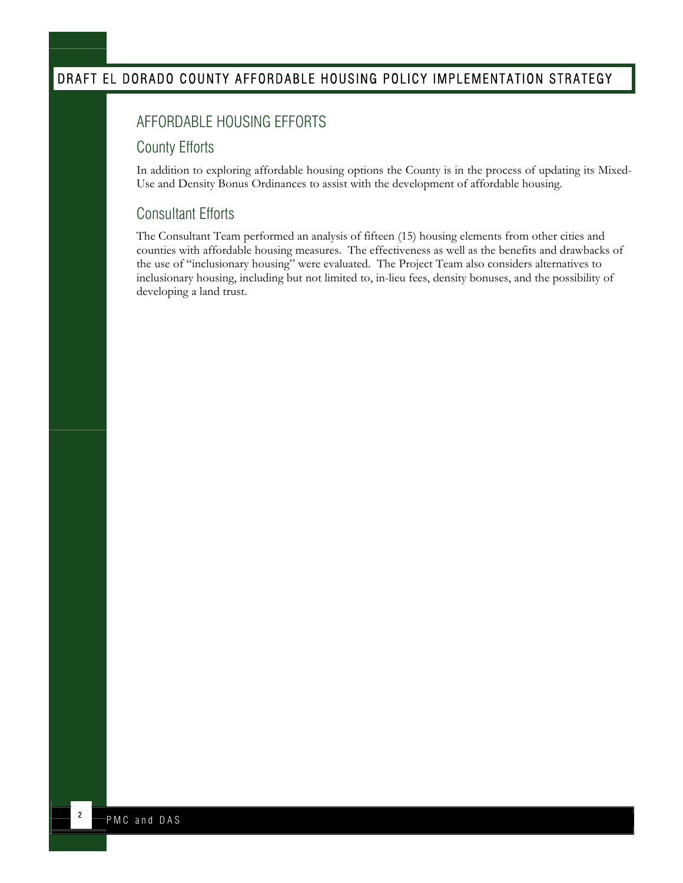## AFFORDABLE HOUSING EFFORTS

### County Efforts

In addition to exploring affordable housing options the County is in the process of updating its Mixed-Use and Density Bonus Ordinances to assist with the development of affordable housing.

### Consultant Efforts

The Consultant Team performed an analysis of fifteen (15) housing elements from other cities and counties with affordable housing measures. The effectiveness as well as the benefits and drawbacks of the use of "inclusionary housing" were evaluated. The Project Team also considers alternatives to inclusionary housing, including but not limited to, in-lieu fees, density bonuses, and the possibility of developing a land trust.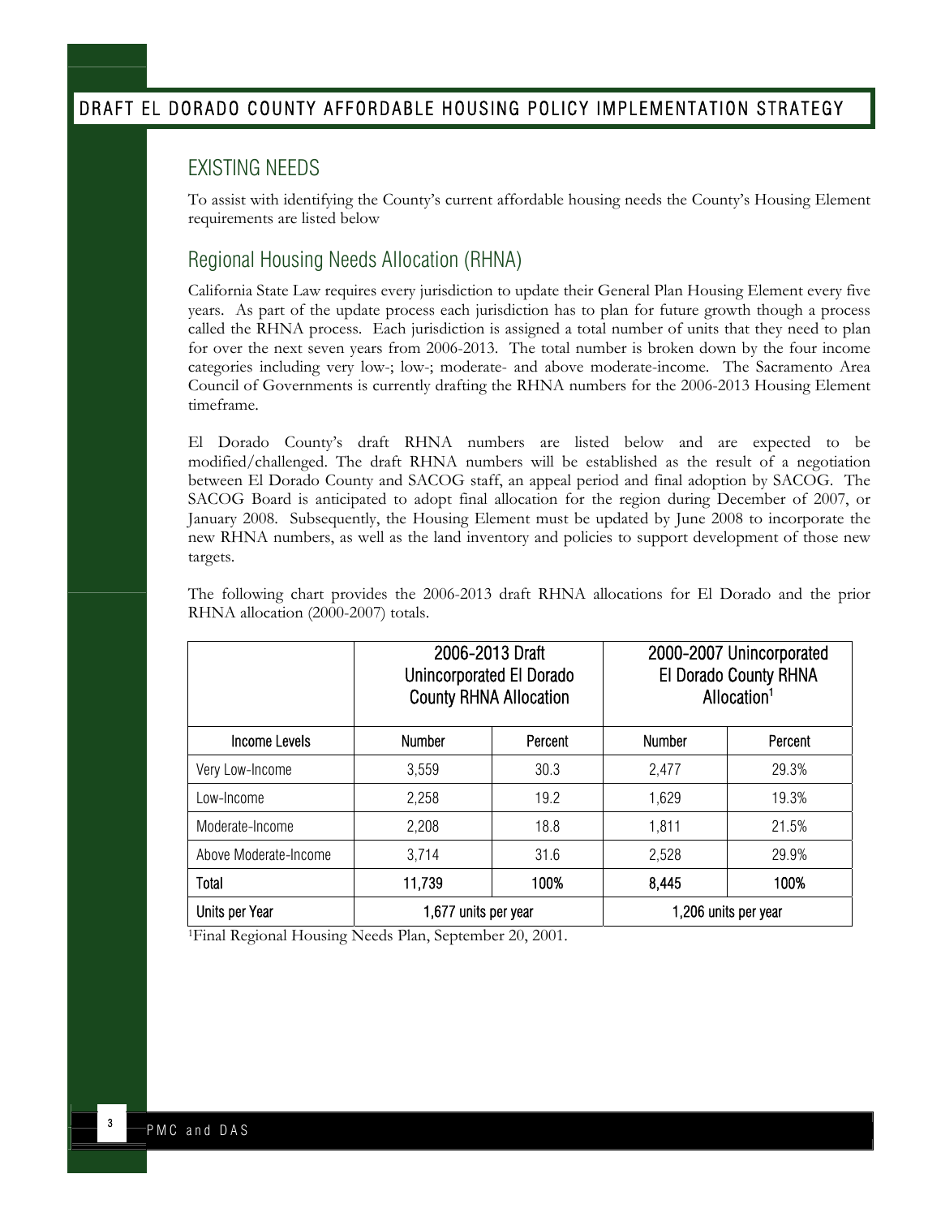## EXISTING NEEDS

To assist with identifying the County's current affordable housing needs the County's Housing Element requirements are listed below

## Regional Housing Needs Allocation (RHNA)

California State Law requires every jurisdiction to update their General Plan Housing Element every five years. As part of the update process each jurisdiction has to plan for future growth though a process called the RHNA process. Each jurisdiction is assigned a total number of units that they need to plan for over the next seven years from 2006-2013. The total number is broken down by the four income categories including very low-; low-; moderate- and above moderate-income. The Sacramento Area Council of Governments is currently drafting the RHNA numbers for the 2006-2013 Housing Element timeframe.

El Dorado County's draft RHNA numbers are listed below and are expected to be modified/challenged. The draft RHNA numbers will be established as the result of a negotiation between El Dorado County and SACOG staff, an appeal period and final adoption by SACOG. The SACOG Board is anticipated to adopt final allocation for the region during December of 2007, or January 2008. Subsequently, the Housing Element must be updated by June 2008 to incorporate the new RHNA numbers, as well as the land inventory and policies to support development of those new targets.

The following chart provides the 2006-2013 draft RHNA allocations for El Dorado and the prior RHNA allocation (2000-2007) totals.

| | 2006-2013 Draft Unincorporated El Dorado County RHNA Allocation | | 2000-2007 Unincorporated El Dorado County RHNA Allocation[1] | |
|---|---|---|---|---|
| **Income Levels** | **Number** | **Percent** | **Number** | **Percent** |
| Very Low-Income | 3,559 | 30.3 | 2,477 | 29.3% |
| Low-Income | 2,258 | 19.2 | 1,629 | 19.3% |
| Moderate-Income | 2,208 | 18.8 | 1,811 | 21.5% |
| Above Moderate-Income | 3,714 | 31.6 | 2,528 | 29.9% |
| **Total** | **11,739** | **100%** | **8,445** | **100%** |
| **Units per Year** | 1,677 units per year | | 1,206 units per year | |

[1]Final Regional Housing Needs Plan, September 20, 2001.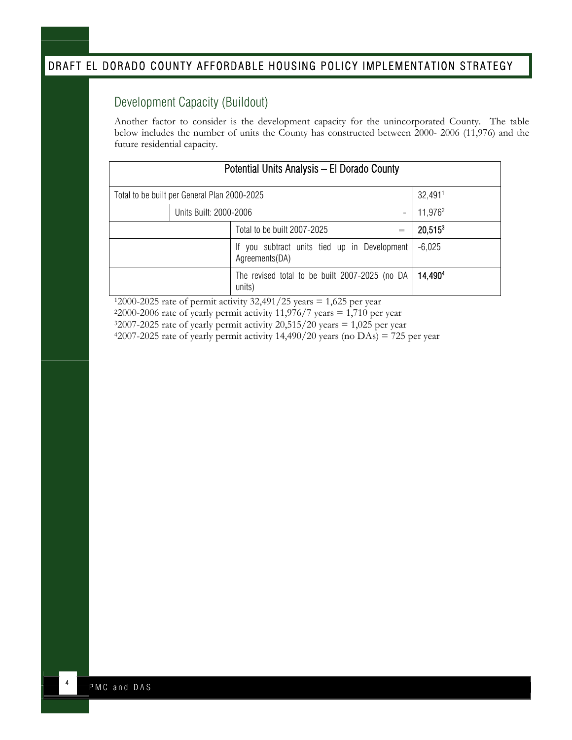## Development Capacity (Buildout)

Another factor to consider is the development capacity for the unincorporated County. The table below includes the number of units the County has constructed between 2000- 2006 (11,976) and the future residential capacity.

| Potential Units Analysis – El Dorado County | | | | |
|---|---|---|---|---|
| Total to be built per General Plan 2000-2025 | | | | 32,491[1] |
| | Units Built: 2000-2006 | | - | 11,976[2] |
| | | Total to be built 2007-2025 | = | **20,515[3]** |
| | | If you subtract units tied up in Development Agreements(DA) | | -6,025 |
| | | The revised total to be built 2007-2025 (no DA units) | | **14,490[4]** |

[1]2000-2025 rate of permit activity 32,491/25 years = 1,625 per year

[2]2000-2006 rate of yearly permit activity 11,976/7 years = 1,710 per year

[3]2007-2025 rate of yearly permit activity 20,515/20 years = 1,025 per year

[4]2007-2025 rate of yearly permit activity 14,490/20 years (no DAs) = 725 per year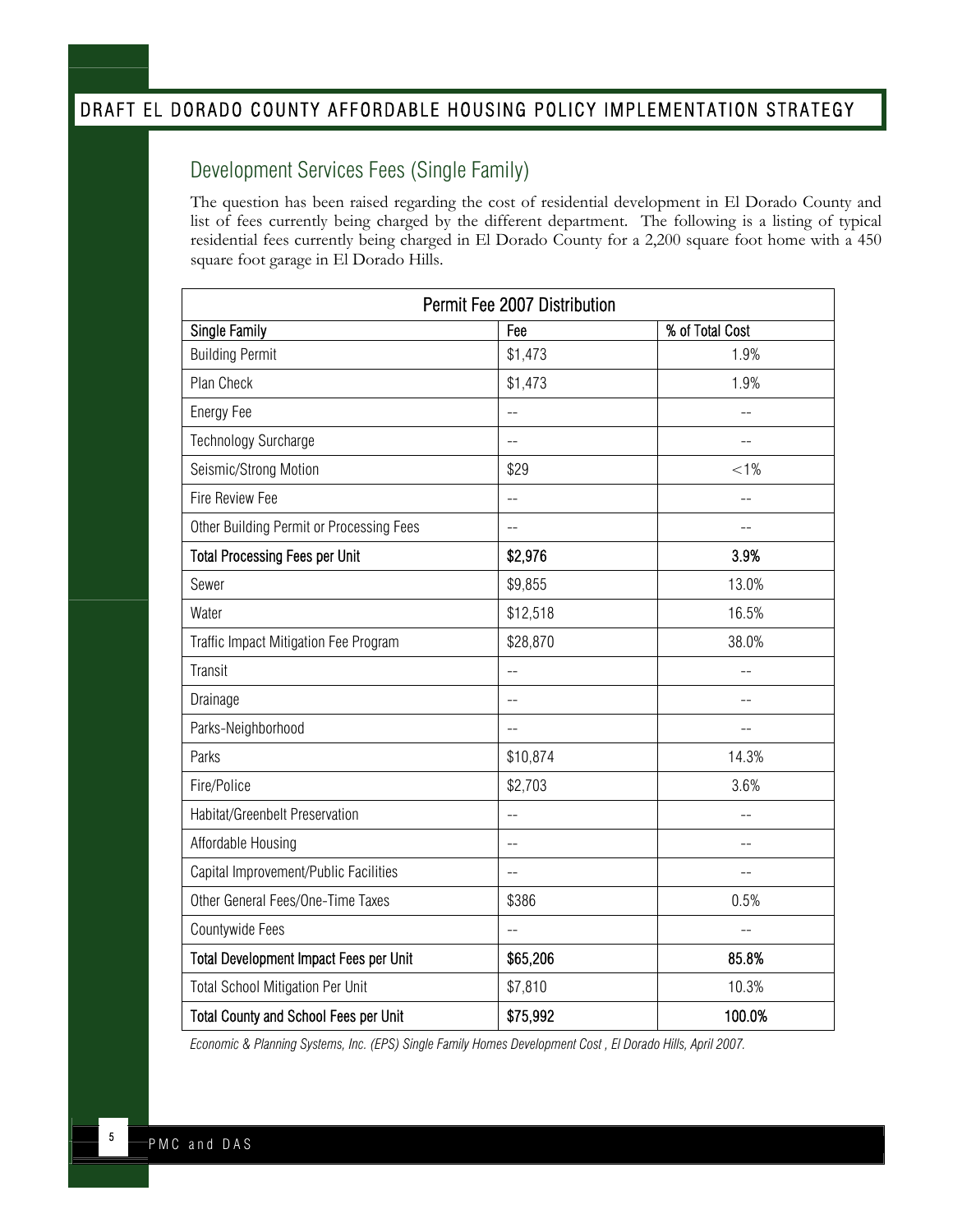## Development Services Fees (Single Family)

The question has been raised regarding the cost of residential development in El Dorado County and list of fees currently being charged by the different department. The following is a listing of typical residential fees currently being charged in El Dorado County for a 2,200 square foot home with a 450 square foot garage in El Dorado Hills.

| Permit Fee 2007 Distribution | | |
|---|---|---|
| Single Family | Fee | % of Total Cost |
| Building Permit | $1,473 | 1.9% |
| Plan Check | $1,473 | 1.9% |
| Energy Fee | -- | -- |
| Technology Surcharge | -- | -- |
| Seismic/Strong Motion | $29 | <1% |
| Fire Review Fee | -- | -- |
| Other Building Permit or Processing Fees | -- | -- |
| **Total Processing Fees per Unit** | **$2,976** | **3.9%** |
| Sewer | $9,855 | 13.0% |
| Water | $12,518 | 16.5% |
| Traffic Impact Mitigation Fee Program | $28,870 | 38.0% |
| Transit | -- | -- |
| Drainage | -- | -- |
| Parks-Neighborhood | -- | -- |
| Parks | $10,874 | 14.3% |
| Fire/Police | $2,703 | 3.6% |
| Habitat/Greenbelt Preservation | -- | -- |
| Affordable Housing | -- | -- |
| Capital Improvement/Public Facilities | -- | -- |
| Other General Fees/One-Time Taxes | $386 | 0.5% |
| Countywide Fees | -- | -- |
| **Total Development Impact Fees per Unit** | **$65,206** | **85.8%** |
| Total School Mitigation Per Unit | $7,810 | 10.3% |
| **Total County and School Fees per Unit** | **$75,992** | **100.0%** |

*Economic & Planning Systems, Inc. (EPS) Single Family Homes Development Cost , El Dorado Hills, April 2007.*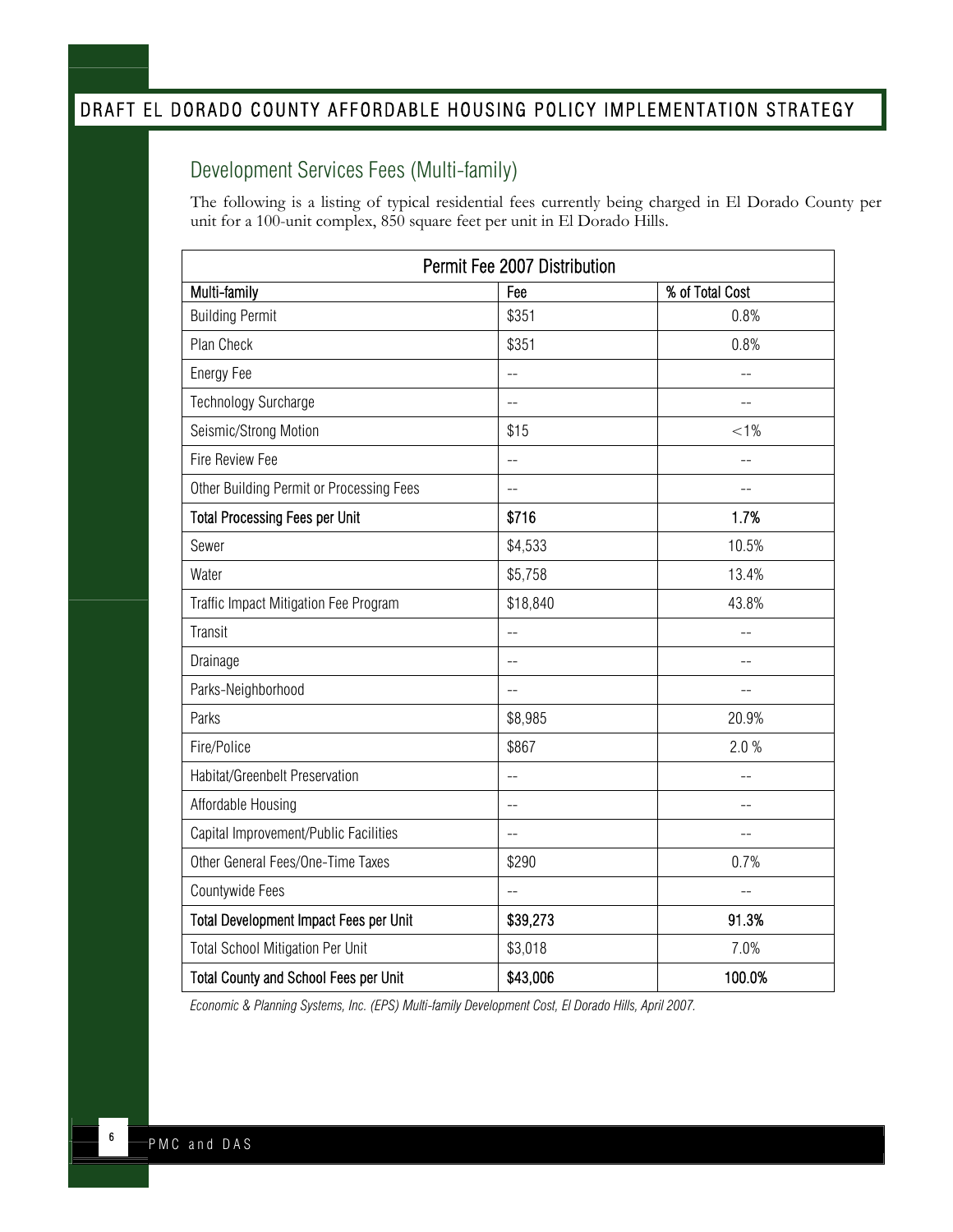## Development Services Fees (Multi-family)

The following is a listing of typical residential fees currently being charged in El Dorado County per unit for a 100-unit complex, 850 square feet per unit in El Dorado Hills.

| Permit Fee 2007 Distribution | | |
|---|---|---|
| **Multi-family** | **Fee** | **% of Total Cost** |
| Building Permit | $351 | 0.8% |
| Plan Check | $351 | 0.8% |
| Energy Fee | -- | -- |
| Technology Surcharge | -- | -- |
| Seismic/Strong Motion | $15 | <1% |
| Fire Review Fee | -- | -- |
| Other Building Permit or Processing Fees | -- | -- |
| **Total Processing Fees per Unit** | **$716** | **1.7%** |
| Sewer | $4,533 | 10.5% |
| Water | $5,758 | 13.4% |
| Traffic Impact Mitigation Fee Program | $18,840 | 43.8% |
| Transit | -- | -- |
| Drainage | -- | -- |
| Parks-Neighborhood | -- | -- |
| Parks | $8,985 | 20.9% |
| Fire/Police | $867 | 2.0 % |
| Habitat/Greenbelt Preservation | -- | -- |
| Affordable Housing | -- | -- |
| Capital Improvement/Public Facilities | -- | -- |
| Other General Fees/One-Time Taxes | $290 | 0.7% |
| Countywide Fees | -- | -- |
| **Total Development Impact Fees per Unit** | **$39,273** | **91.3%** |
| Total School Mitigation Per Unit | $3,018 | 7.0% |
| **Total County and School Fees per Unit** | **$43,006** | **100.0%** |

*Economic & Planning Systems, Inc. (EPS) Multi-family Development Cost, El Dorado Hills, April 2007.*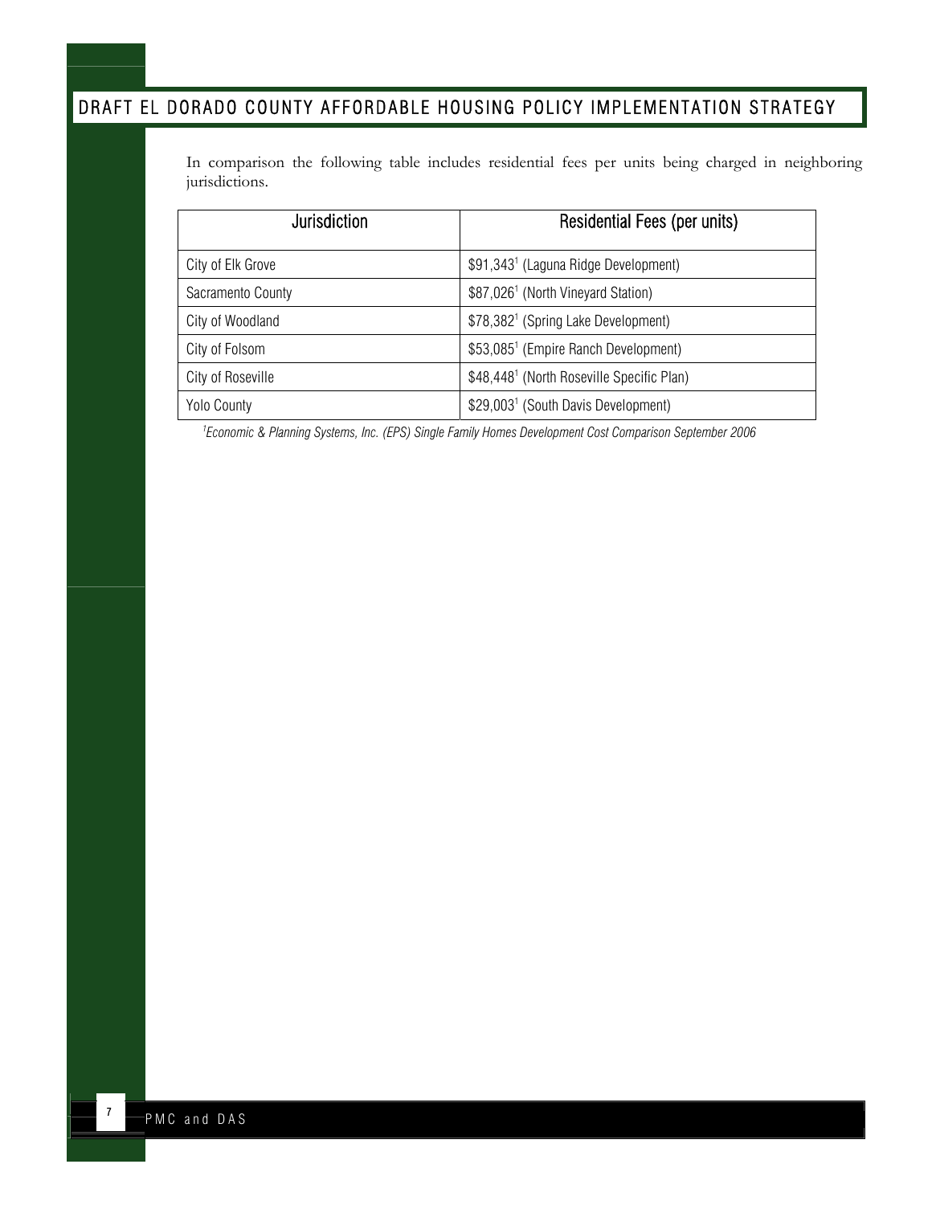In comparison the following table includes residential fees per units being charged in neighboring jurisdictions.

| Jurisdiction | Residential Fees (per units) |
|---|---|
| City of Elk Grove | $91,343[1] (Laguna Ridge Development) |
| Sacramento County | $87,026[1] (North Vineyard Station) |
| City of Woodland | $78,382[1] (Spring Lake Development) |
| City of Folsom | $53,085[1] (Empire Ranch Development) |
| City of Roseville | $48,448[1] (North Roseville Specific Plan) |
| Yolo County | $29,003[1] (South Davis Development) |

*[1]Economic & Planning Systems, Inc. (EPS) Single Family Homes Development Cost Comparison September 2006*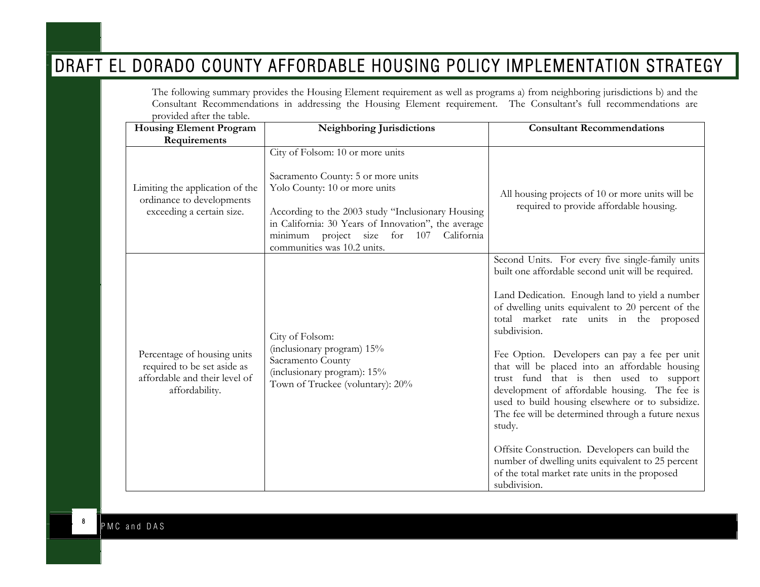# DRAFT EL DORADO COUNTY AFFORDABLE HOUSING POLICY IMPLEMENTATION STRATEGY

The following summary provides the Housing Element requirement as well as programs a) from neighboring jurisdictions b) and the Consultant Recommendations in addressing the Housing Element requirement. The Consultant's full recommendations are provided after the table.

| Housing Element Program Requirements | Neighboring Jurisdictions | Consultant Recommendations |
|---|---|---|
| Limiting the application of the ordinance to developments exceeding a certain size. | City of Folsom: 10 or more units<br><br>Sacramento County: 5 or more units<br>Yolo County: 10 or more units<br><br>According to the 2003 study "Inclusionary Housing in California: 30 Years of Innovation", the average minimum project size for 107 California communities was 10.2 units. | All housing projects of 10 or more units will be required to provide affordable housing. |
| Percentage of housing units required to be set aside as affordable and their level of affordability. | City of Folsom:<br>(inclusionary program) 15%<br>Sacramento County<br>(inclusionary program): 15%<br>Town of Truckee (voluntary): 20% | Second Units. For every five single-family units built one affordable second unit will be required.<br><br>Land Dedication. Enough land to yield a number of dwelling units equivalent to 20 percent of the total market rate units in the proposed subdivision.<br><br>Fee Option. Developers can pay a fee per unit that will be placed into an affordable housing trust fund that is then used to support development of affordable housing. The fee is used to build housing elsewhere or to subsidize. The fee will be determined through a future nexus study.<br><br>Offsite Construction. Developers can build the number of dwelling units equivalent to 25 percent of the total market rate units in the proposed subdivision. |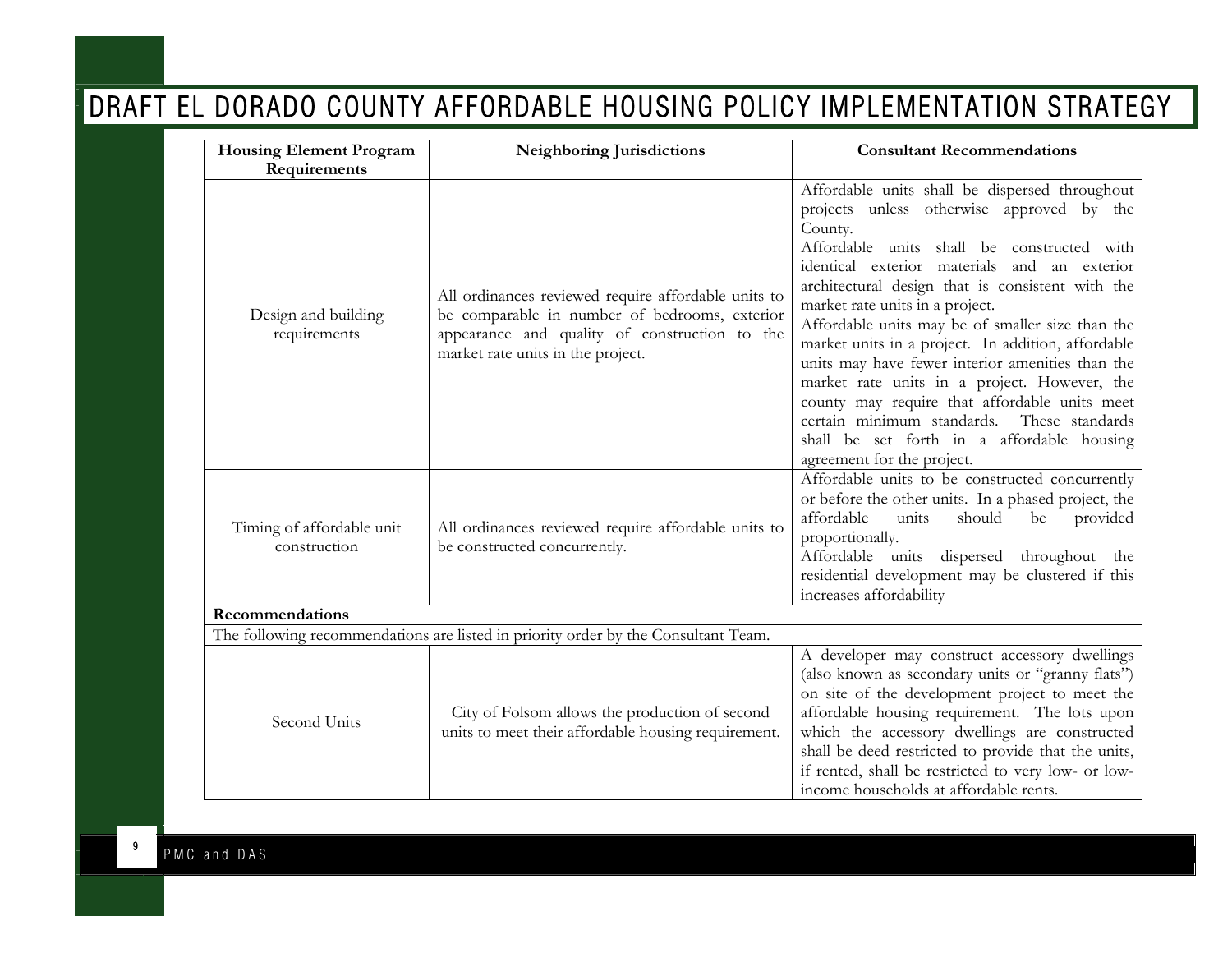| Housing Element Program Requirements | Neighboring Jurisdictions | Consultant Recommendations |
|---|---|---|
| Design and building requirements | All ordinances reviewed require affordable units to be comparable in number of bedrooms, exterior appearance and quality of construction to the market rate units in the project. | Affordable units shall be dispersed throughout projects unless otherwise approved by the County.<br>Affordable units shall be constructed with identical exterior materials and an exterior architectural design that is consistent with the market rate units in a project.<br>Affordable units may be of smaller size than the market units in a project. In addition, affordable units may have fewer interior amenities than the market rate units in a project. However, the county may require that affordable units meet certain minimum standards. These standards shall be set forth in a affordable housing agreement for the project. |
| Timing of affordable unit construction | All ordinances reviewed require affordable units to be constructed concurrently. | Affordable units to be constructed concurrently or before the other units. In a phased project, the affordable units should be provided proportionally.<br>Affordable units dispersed throughout the residential development may be clustered if this increases affordability |
| **Recommendations** | | |
| The following recommendations are listed in priority order by the Consultant Team. | | |
| Second Units | City of Folsom allows the production of second units to meet their affordable housing requirement. | A developer may construct accessory dwellings (also known as secondary units or "granny flats") on site of the development project to meet the affordable housing requirement. The lots upon which the accessory dwellings are constructed shall be deed restricted to provide that the units, if rented, shall be restricted to very low- or low-income households at affordable rents. |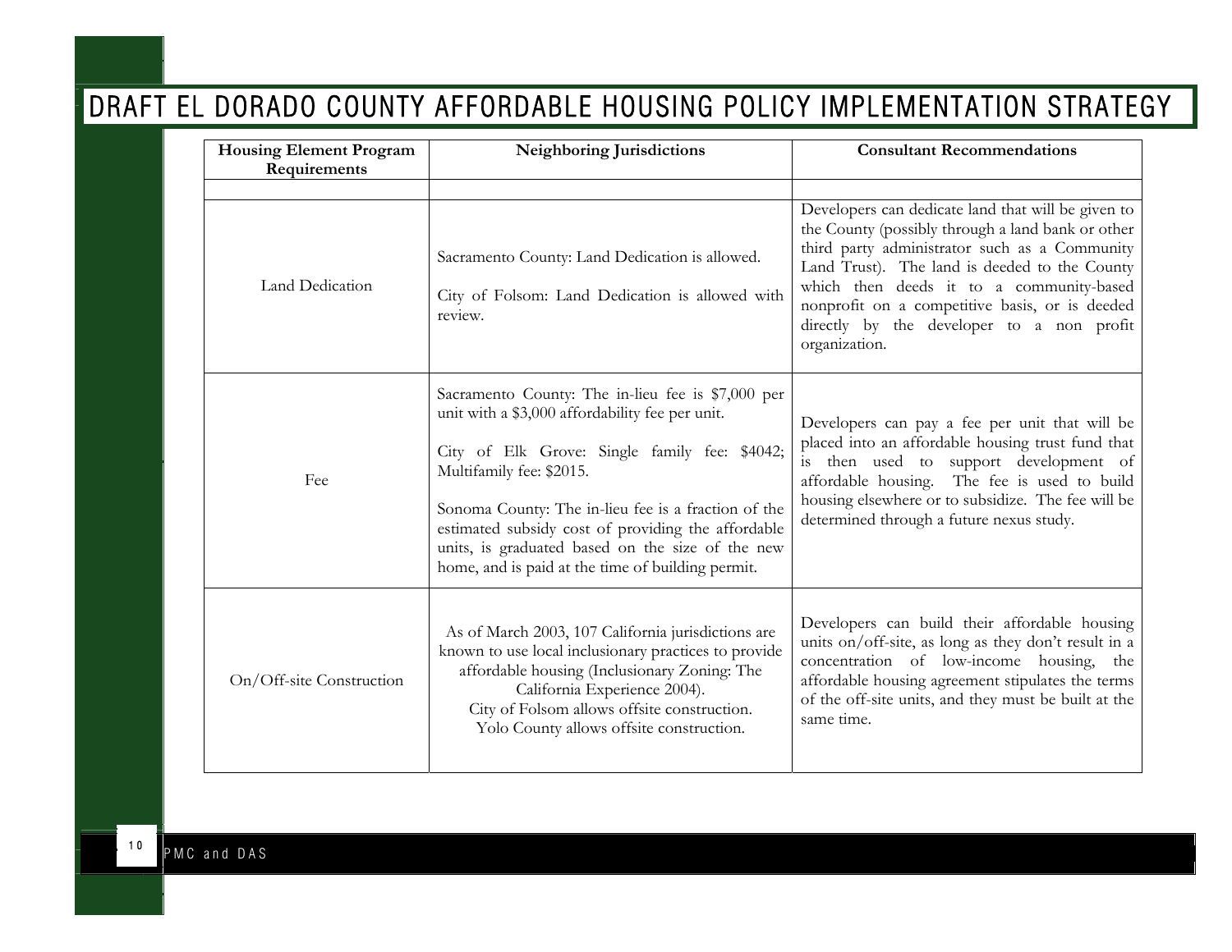| Housing Element Program Requirements | Neighboring Jurisdictions | Consultant Recommendations |
|---|---|---|
| | | |
| Land Dedication | Sacramento County: Land Dedication is allowed.<br><br>City of Folsom: Land Dedication is allowed with review. | Developers can dedicate land that will be given to the County (possibly through a land bank or other third party administrator such as a Community Land Trust). The land is deeded to the County which then deeds it to a community-based nonprofit on a competitive basis, or is deeded directly by the developer to a non profit organization. |
| Fee | Sacramento County: The in-lieu fee is $7,000 per unit with a $3,000 affordability fee per unit.<br><br>City of Elk Grove: Single family fee: $4042; Multifamily fee: $2015.<br><br>Sonoma County: The in-lieu fee is a fraction of the estimated subsidy cost of providing the affordable units, is graduated based on the size of the new home, and is paid at the time of building permit. | Developers can pay a fee per unit that will be placed into an affordable housing trust fund that is then used to support development of affordable housing. The fee is used to build housing elsewhere or to subsidize. The fee will be determined through a future nexus study. |
| On/Off-site Construction | As of March 2003, 107 California jurisdictions are known to use local inclusionary practices to provide affordable housing (Inclusionary Zoning: The California Experience 2004).<br>City of Folsom allows offsite construction.<br>Yolo County allows offsite construction. | Developers can build their affordable housing units on/off-site, as long as they don't result in a concentration of low-income housing, the affordable housing agreement stipulates the terms of the off-site units, and they must be built at the same time. |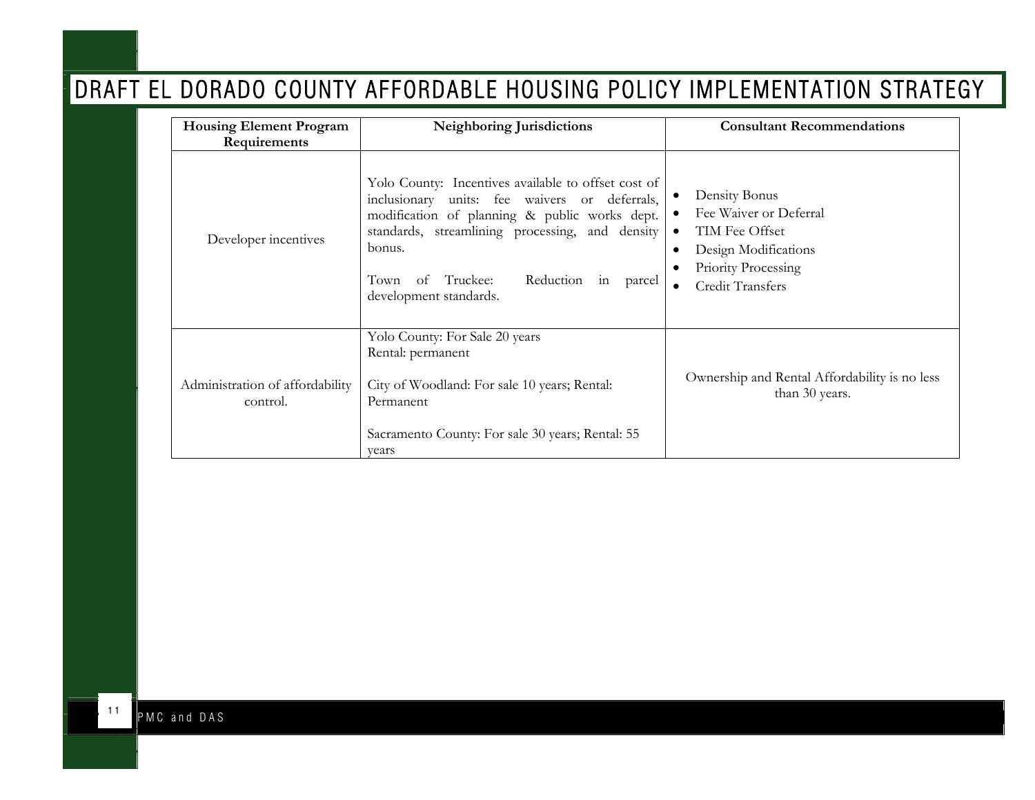| Housing Element Program Requirements | Neighboring Jurisdictions | Consultant Recommendations |
|---|---|---|
| Developer incentives | Yolo County: Incentives available to offset cost of inclusionary units: fee waivers or deferrals, modification of planning & public works dept. standards, streamlining processing, and density bonus.<br><br>Town of Truckee: Reduction in parcel development standards. | • Density Bonus<br>• Fee Waiver or Deferral<br>• TIM Fee Offset<br>• Design Modifications<br>• Priority Processing<br>• Credit Transfers |
| Administration of affordability control. | Yolo County: For Sale 20 years<br>Rental: permanent<br><br>City of Woodland: For sale 10 years; Rental: Permanent<br><br>Sacramento County: For sale 30 years; Rental: 55 years | Ownership and Rental Affordability is no less than 30 years. |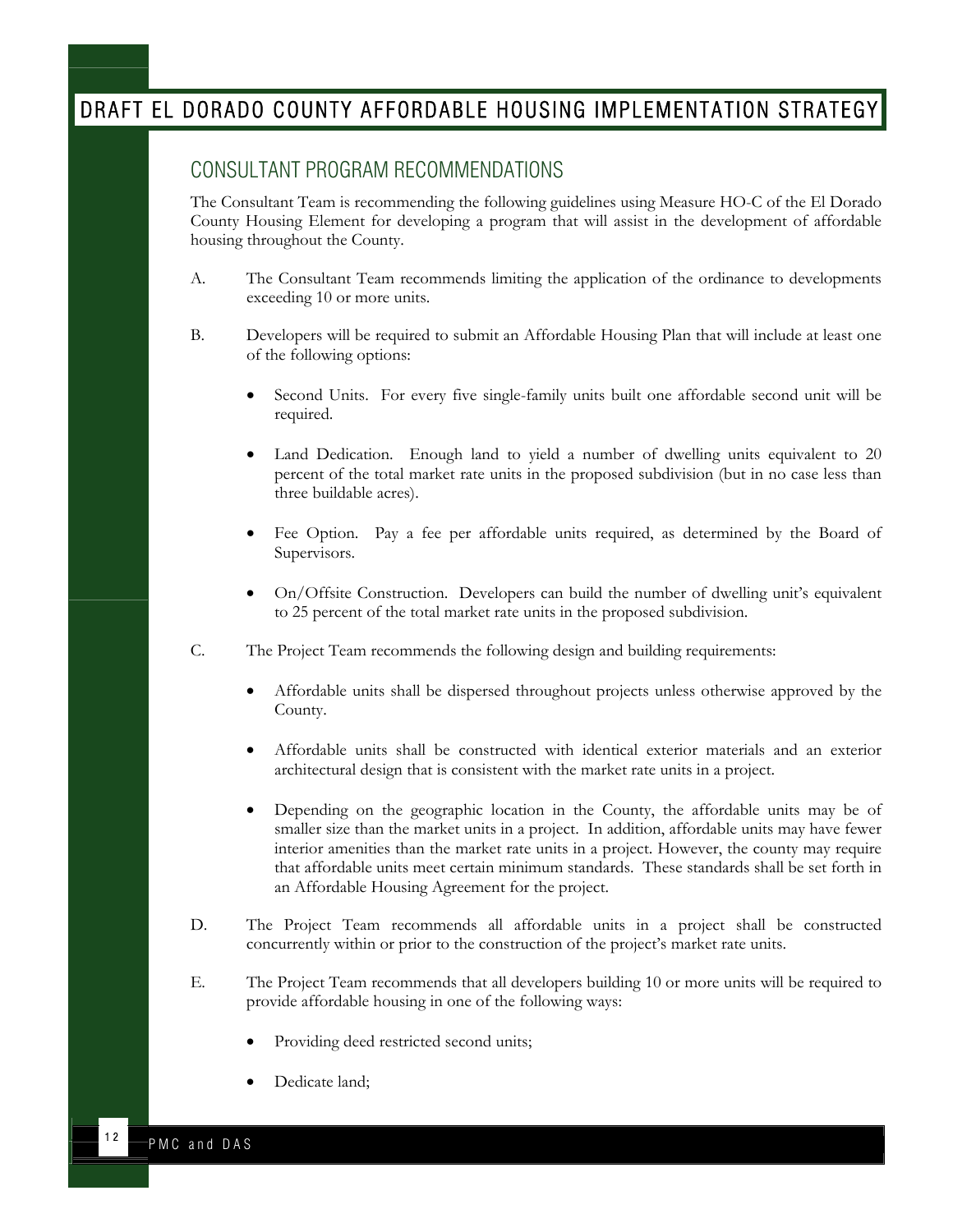## CONSULTANT PROGRAM RECOMMENDATIONS

The Consultant Team is recommending the following guidelines using Measure HO-C of the El Dorado County Housing Element for developing a program that will assist in the development of affordable housing throughout the County.

A. The Consultant Team recommends limiting the application of the ordinance to developments exceeding 10 or more units.

B. Developers will be required to submit an Affordable Housing Plan that will include at least one of the following options:

- Second Units. For every five single-family units built one affordable second unit will be required.
- Land Dedication. Enough land to yield a number of dwelling units equivalent to 20 percent of the total market rate units in the proposed subdivision (but in no case less than three buildable acres).
- Fee Option. Pay a fee per affordable units required, as determined by the Board of Supervisors.
- On/Offsite Construction. Developers can build the number of dwelling unit's equivalent to 25 percent of the total market rate units in the proposed subdivision.

C. The Project Team recommends the following design and building requirements:

- Affordable units shall be dispersed throughout projects unless otherwise approved by the County.
- Affordable units shall be constructed with identical exterior materials and an exterior architectural design that is consistent with the market rate units in a project.
- Depending on the geographic location in the County, the affordable units may be of smaller size than the market units in a project. In addition, affordable units may have fewer interior amenities than the market rate units in a project. However, the county may require that affordable units meet certain minimum standards. These standards shall be set forth in an Affordable Housing Agreement for the project.

D. The Project Team recommends all affordable units in a project shall be constructed concurrently within or prior to the construction of the project's market rate units.

E. The Project Team recommends that all developers building 10 or more units will be required to provide affordable housing in one of the following ways:

- Providing deed restricted second units;
- Dedicate land;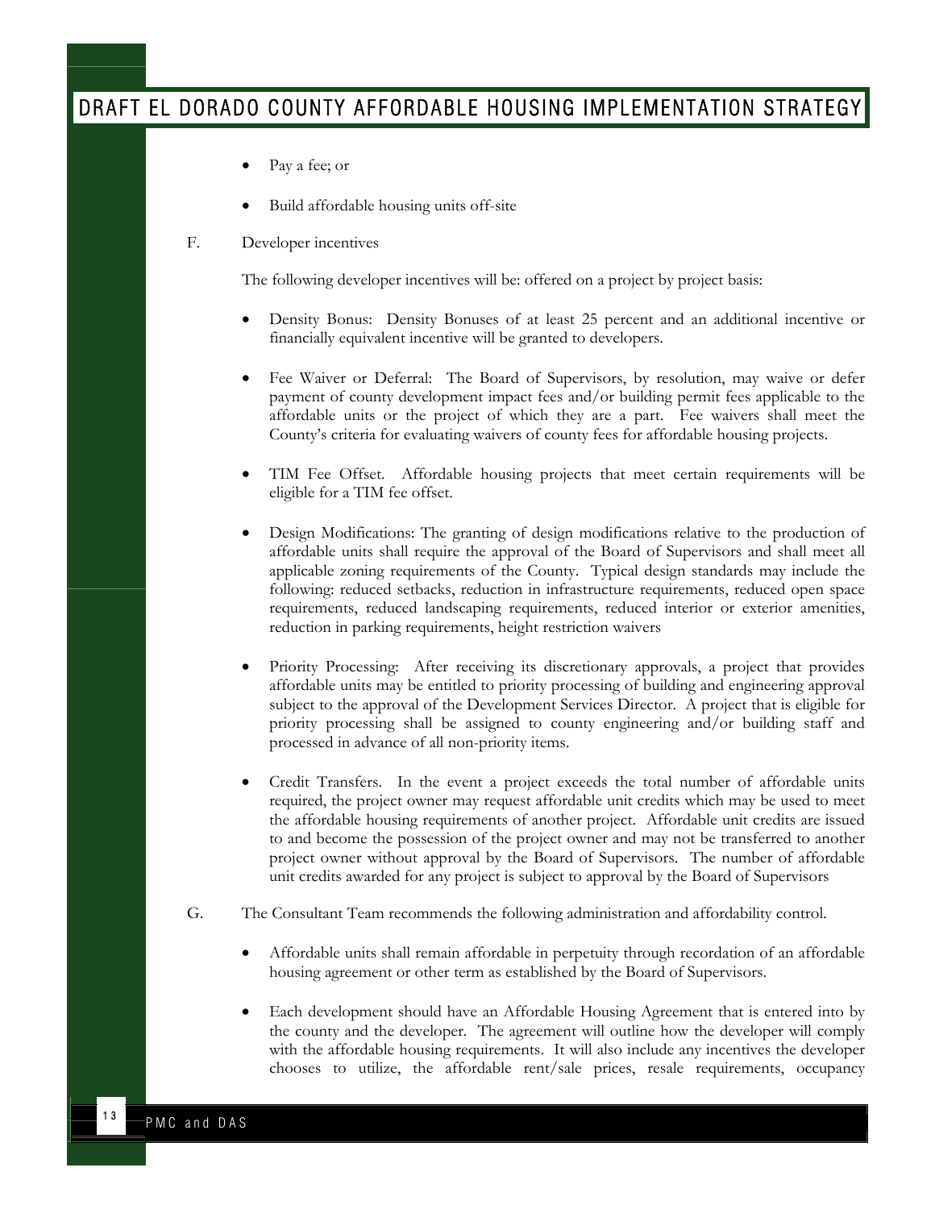- Pay a fee; or
- Build affordable housing units off-site

F. Developer incentives

The following developer incentives will be: offered on a project by project basis:

- Density Bonus: Density Bonuses of at least 25 percent and an additional incentive or financially equivalent incentive will be granted to developers.
- Fee Waiver or Deferral: The Board of Supervisors, by resolution, may waive or defer payment of county development impact fees and/or building permit fees applicable to the affordable units or the project of which they are a part. Fee waivers shall meet the County's criteria for evaluating waivers of county fees for affordable housing projects.
- TIM Fee Offset. Affordable housing projects that meet certain requirements will be eligible for a TIM fee offset.
- Design Modifications: The granting of design modifications relative to the production of affordable units shall require the approval of the Board of Supervisors and shall meet all applicable zoning requirements of the County. Typical design standards may include the following: reduced setbacks, reduction in infrastructure requirements, reduced open space requirements, reduced landscaping requirements, reduced interior or exterior amenities, reduction in parking requirements, height restriction waivers
- Priority Processing: After receiving its discretionary approvals, a project that provides affordable units may be entitled to priority processing of building and engineering approval subject to the approval of the Development Services Director. A project that is eligible for priority processing shall be assigned to county engineering and/or building staff and processed in advance of all non-priority items.
- Credit Transfers. In the event a project exceeds the total number of affordable units required, the project owner may request affordable unit credits which may be used to meet the affordable housing requirements of another project. Affordable unit credits are issued to and become the possession of the project owner and may not be transferred to another project owner without approval by the Board of Supervisors. The number of affordable unit credits awarded for any project is subject to approval by the Board of Supervisors

G. The Consultant Team recommends the following administration and affordability control.

- Affordable units shall remain affordable in perpetuity through recordation of an affordable housing agreement or other term as established by the Board of Supervisors.
- Each development should have an Affordable Housing Agreement that is entered into by the county and the developer. The agreement will outline how the developer will comply with the affordable housing requirements. It will also include any incentives the developer chooses to utilize, the affordable rent/sale prices, resale requirements, occupancy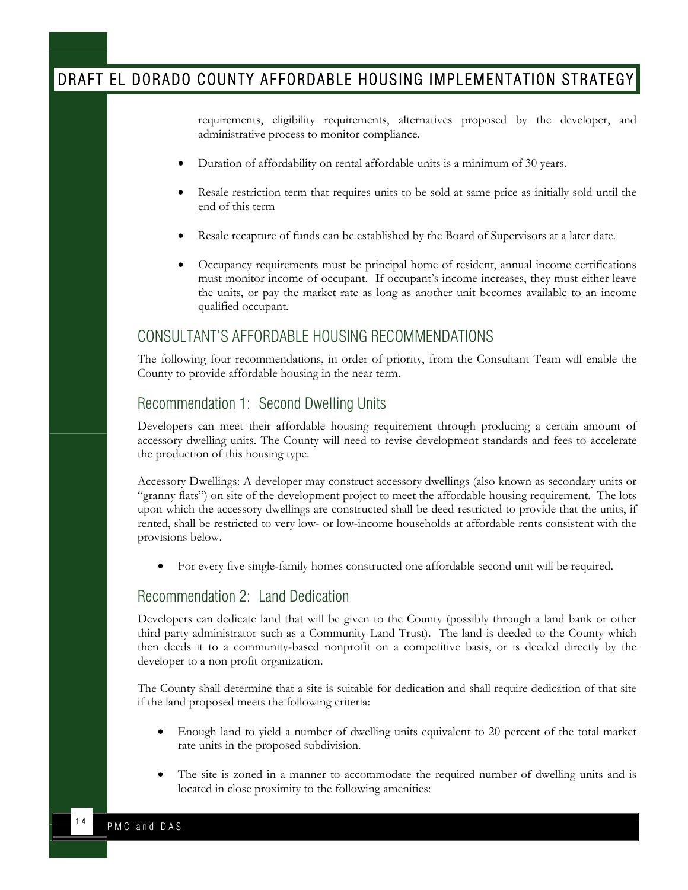requirements, eligibility requirements, alternatives proposed by the developer, and administrative process to monitor compliance.

- Duration of affordability on rental affordable units is a minimum of 30 years.
- Resale restriction term that requires units to be sold at same price as initially sold until the end of this term
- Resale recapture of funds can be established by the Board of Supervisors at a later date.
- Occupancy requirements must be principal home of resident, annual income certifications must monitor income of occupant. If occupant's income increases, they must either leave the units, or pay the market rate as long as another unit becomes available to an income qualified occupant.

## CONSULTANT'S AFFORDABLE HOUSING RECOMMENDATIONS

The following four recommendations, in order of priority, from the Consultant Team will enable the County to provide affordable housing in the near term.

### Recommendation 1: Second Dwelling Units

Developers can meet their affordable housing requirement through producing a certain amount of accessory dwelling units. The County will need to revise development standards and fees to accelerate the production of this housing type.

Accessory Dwellings: A developer may construct accessory dwellings (also known as secondary units or "granny flats") on site of the development project to meet the affordable housing requirement. The lots upon which the accessory dwellings are constructed shall be deed restricted to provide that the units, if rented, shall be restricted to very low- or low-income households at affordable rents consistent with the provisions below.

- For every five single-family homes constructed one affordable second unit will be required.

### Recommendation 2: Land Dedication

Developers can dedicate land that will be given to the County (possibly through a land bank or other third party administrator such as a Community Land Trust). The land is deeded to the County which then deeds it to a community-based nonprofit on a competitive basis, or is deeded directly by the developer to a non profit organization.

The County shall determine that a site is suitable for dedication and shall require dedication of that site if the land proposed meets the following criteria:

- Enough land to yield a number of dwelling units equivalent to 20 percent of the total market rate units in the proposed subdivision.
- The site is zoned in a manner to accommodate the required number of dwelling units and is located in close proximity to the following amenities: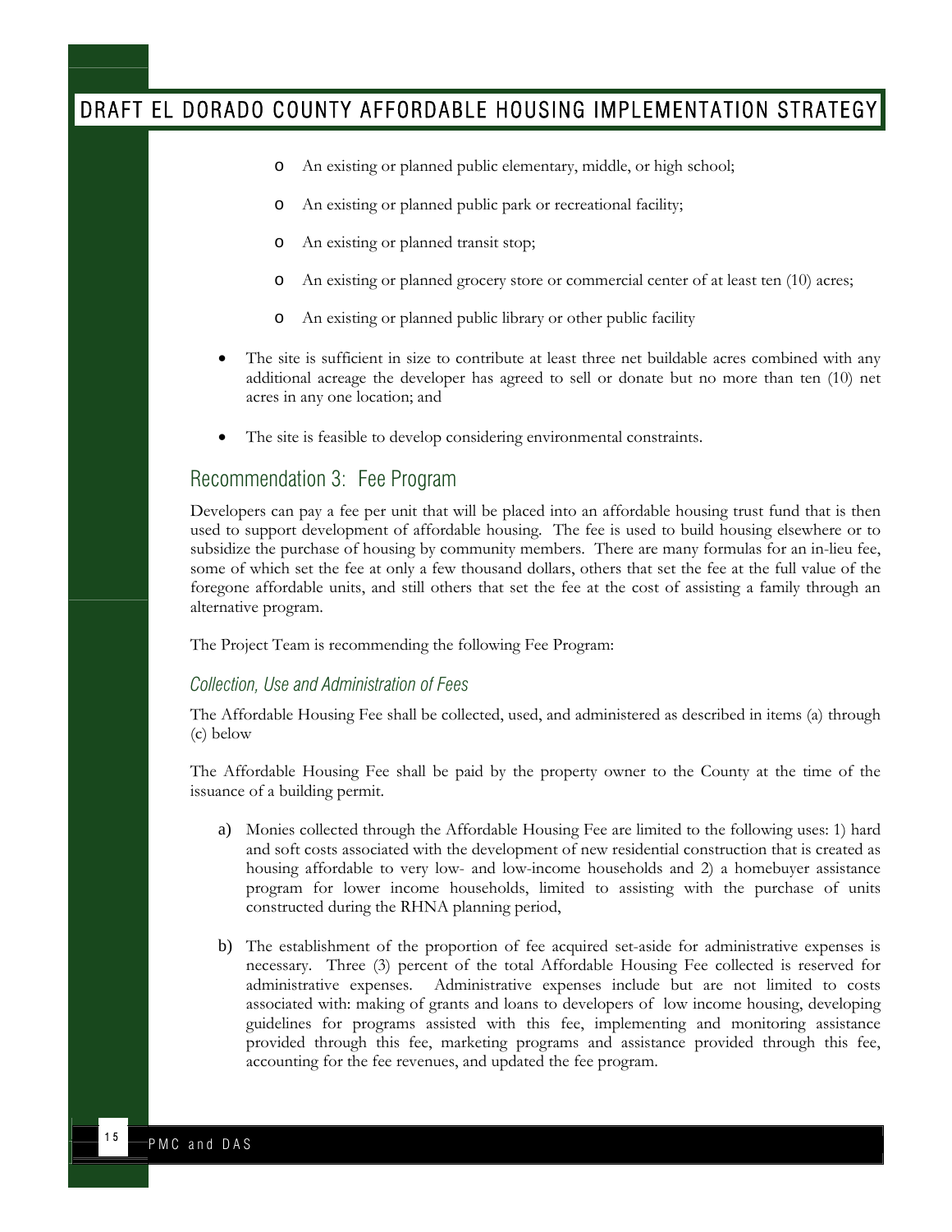- An existing or planned public elementary, middle, or high school;
  - An existing or planned public park or recreational facility;
  - An existing or planned transit stop;
  - An existing or planned grocery store or commercial center of at least ten (10) acres;
  - An existing or planned public library or other public facility

- The site is sufficient in size to contribute at least three net buildable acres combined with any additional acreage the developer has agreed to sell or donate but no more than ten (10) net acres in any one location; and

- The site is feasible to develop considering environmental constraints.

## Recommendation 3: Fee Program

Developers can pay a fee per unit that will be placed into an affordable housing trust fund that is then used to support development of affordable housing. The fee is used to build housing elsewhere or to subsidize the purchase of housing by community members. There are many formulas for an in-lieu fee, some of which set the fee at only a few thousand dollars, others that set the fee at the full value of the foregone affordable units, and still others that set the fee at the cost of assisting a family through an alternative program.

The Project Team is recommending the following Fee Program:

### *Collection, Use and Administration of Fees*

The Affordable Housing Fee shall be collected, used, and administered as described in items (a) through (c) below

The Affordable Housing Fee shall be paid by the property owner to the County at the time of the issuance of a building permit.

a) Monies collected through the Affordable Housing Fee are limited to the following uses: 1) hard and soft costs associated with the development of new residential construction that is created as housing affordable to very low- and low-income households and 2) a homebuyer assistance program for lower income households, limited to assisting with the purchase of units constructed during the RHNA planning period,

b) The establishment of the proportion of fee acquired set-aside for administrative expenses is necessary. Three (3) percent of the total Affordable Housing Fee collected is reserved for administrative expenses. Administrative expenses include but are not limited to costs associated with: making of grants and loans to developers of low income housing, developing guidelines for programs assisted with this fee, implementing and monitoring assistance provided through this fee, marketing programs and assistance provided through this fee, accounting for the fee revenues, and updated the fee program.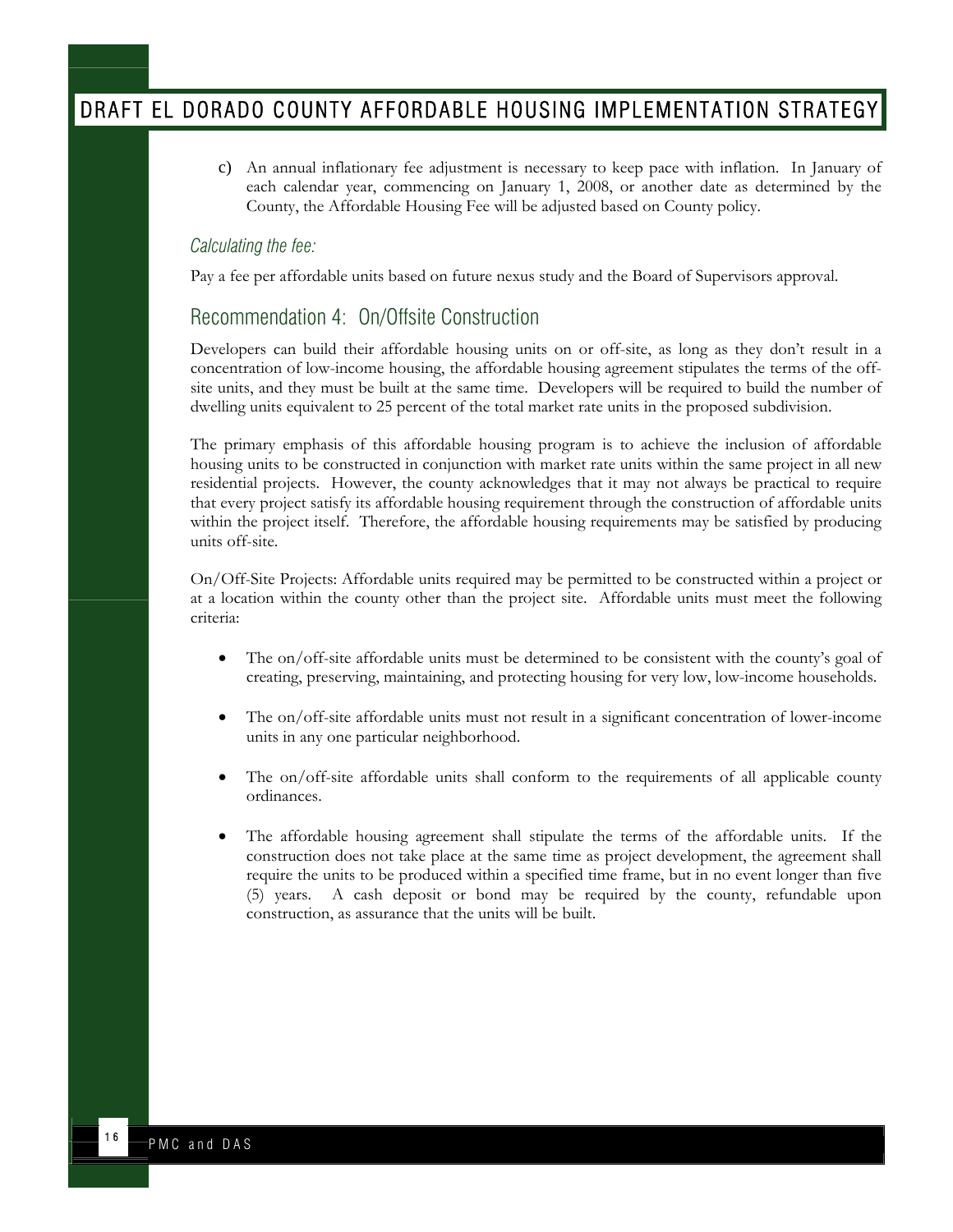c) An annual inflationary fee adjustment is necessary to keep pace with inflation. In January of each calendar year, commencing on January 1, 2008, or another date as determined by the County, the Affordable Housing Fee will be adjusted based on County policy.

### *Calculating the fee:*

Pay a fee per affordable units based on future nexus study and the Board of Supervisors approval.

## Recommendation 4: On/Offsite Construction

Developers can build their affordable housing units on or off-site, as long as they don't result in a concentration of low-income housing, the affordable housing agreement stipulates the terms of the off-site units, and they must be built at the same time. Developers will be required to build the number of dwelling units equivalent to 25 percent of the total market rate units in the proposed subdivision.

The primary emphasis of this affordable housing program is to achieve the inclusion of affordable housing units to be constructed in conjunction with market rate units within the same project in all new residential projects. However, the county acknowledges that it may not always be practical to require that every project satisfy its affordable housing requirement through the construction of affordable units within the project itself. Therefore, the affordable housing requirements may be satisfied by producing units off-site.

On/Off-Site Projects: Affordable units required may be permitted to be constructed within a project or at a location within the county other than the project site. Affordable units must meet the following criteria:

- The on/off-site affordable units must be determined to be consistent with the county's goal of creating, preserving, maintaining, and protecting housing for very low, low-income households.
- The on/off-site affordable units must not result in a significant concentration of lower-income units in any one particular neighborhood.
- The on/off-site affordable units shall conform to the requirements of all applicable county ordinances.
- The affordable housing agreement shall stipulate the terms of the affordable units. If the construction does not take place at the same time as project development, the agreement shall require the units to be produced within a specified time frame, but in no event longer than five (5) years. A cash deposit or bond may be required by the county, refundable upon construction, as assurance that the units will be built.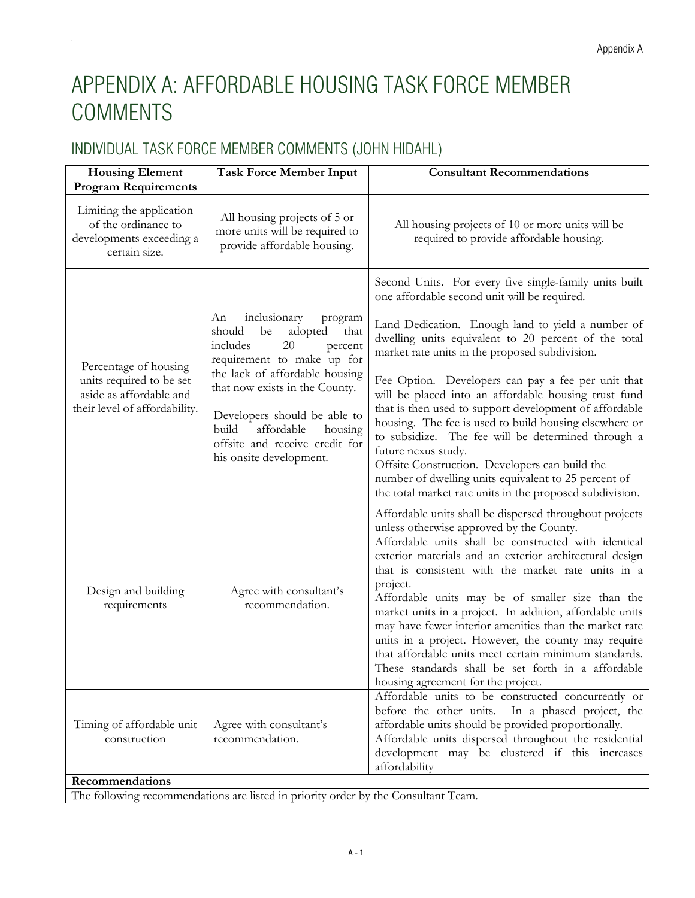# APPENDIX A: AFFORDABLE HOUSING TASK FORCE MEMBER COMMENTS

## INDIVIDUAL TASK FORCE MEMBER COMMENTS (JOHN HIDAHL)

| Housing Element Program Requirements | Task Force Member Input | Consultant Recommendations |
|---|---|---|
| Limiting the application of the ordinance to developments exceeding a certain size. | All housing projects of 5 or more units will be required to provide affordable housing. | All housing projects of 10 or more units will be required to provide affordable housing. |
| Percentage of housing units required to be set aside as affordable and their level of affordability. | An inclusionary program should be adopted that includes 20 percent requirement to make up for the lack of affordable housing that now exists in the County.<br><br>Developers should be able to build affordable housing offsite and receive credit for his onsite development. | Second Units. For every five single-family units built one affordable second unit will be required.<br><br>Land Dedication. Enough land to yield a number of dwelling units equivalent to 20 percent of the total market rate units in the proposed subdivision.<br><br>Fee Option. Developers can pay a fee per unit that will be placed into an affordable housing trust fund that is then used to support development of affordable housing. The fee is used to build housing elsewhere or to subsidize. The fee will be determined through a future nexus study.<br>Offsite Construction. Developers can build the number of dwelling units equivalent to 25 percent of the total market rate units in the proposed subdivision. |
| Design and building requirements | Agree with consultant's recommendation. | Affordable units shall be dispersed throughout projects unless otherwise approved by the County.<br>Affordable units shall be constructed with identical exterior materials and an exterior architectural design that is consistent with the market rate units in a project.<br>Affordable units may be of smaller size than the market units in a project. In addition, affordable units may have fewer interior amenities than the market rate units in a project. However, the county may require that affordable units meet certain minimum standards. These standards shall be set forth in a affordable housing agreement for the project. |
| Timing of affordable unit construction | Agree with consultant's recommendation. | Affordable units to be constructed concurrently or before the other units. In a phased project, the affordable units should be provided proportionally.<br>Affordable units dispersed throughout the residential development may be clustered if this increases affordability |
| **Recommendations** | | |
| The following recommendations are listed in priority order by the Consultant Team. | | |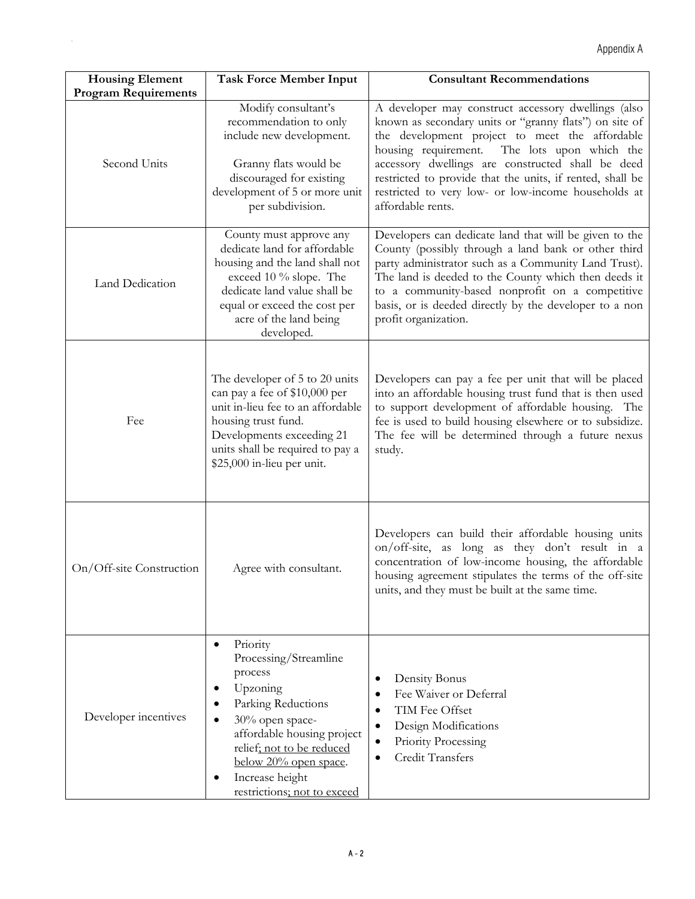| Housing Element Program Requirements | Task Force Member Input | Consultant Recommendations |
|---|---|---|
| Second Units | Modify consultant's recommendation to only include new development.<br><br>Granny flats would be discouraged for existing development of 5 or more unit per subdivision. | A developer may construct accessory dwellings (also known as secondary units or "granny flats") on site of the development project to meet the affordable housing requirement. The lots upon which the accessory dwellings are constructed shall be deed restricted to provide that the units, if rented, shall be restricted to very low- or low-income households at affordable rents. |
| Land Dedication | County must approve any dedicate land for affordable housing and the land shall not exceed 10 % slope. The dedicate land value shall be equal or exceed the cost per acre of the land being developed. | Developers can dedicate land that will be given to the County (possibly through a land bank or other third party administrator such as a Community Land Trust). The land is deeded to the County which then deeds it to a community-based nonprofit on a competitive basis, or is deeded directly by the developer to a non profit organization. |
| Fee | The developer of 5 to 20 units can pay a fee of $10,000 per unit in-lieu fee to an affordable housing trust fund. Developments exceeding 21 units shall be required to pay a $25,000 in-lieu per unit. | Developers can pay a fee per unit that will be placed into an affordable housing trust fund that is then used to support development of affordable housing. The fee is used to build housing elsewhere or to subsidize. The fee will be determined through a future nexus study. |
| On/Off-site Construction | Agree with consultant. | Developers can build their affordable housing units on/off-site, as long as they don't result in a concentration of low-income housing, the affordable housing agreement stipulates the terms of the off-site units, and they must be built at the same time. |
| Developer incentives | • Priority Processing/Streamline process<br>• Upzoning<br>• Parking Reductions<br>• 30% open space-affordable housing project relief<u>; not to be reduced below 20% open space</u>.<br>• Increase height restrictions<u>; not to exceed</u> | • Density Bonus<br>• Fee Waiver or Deferral<br>• TIM Fee Offset<br>• Design Modifications<br>• Priority Processing<br>• Credit Transfers |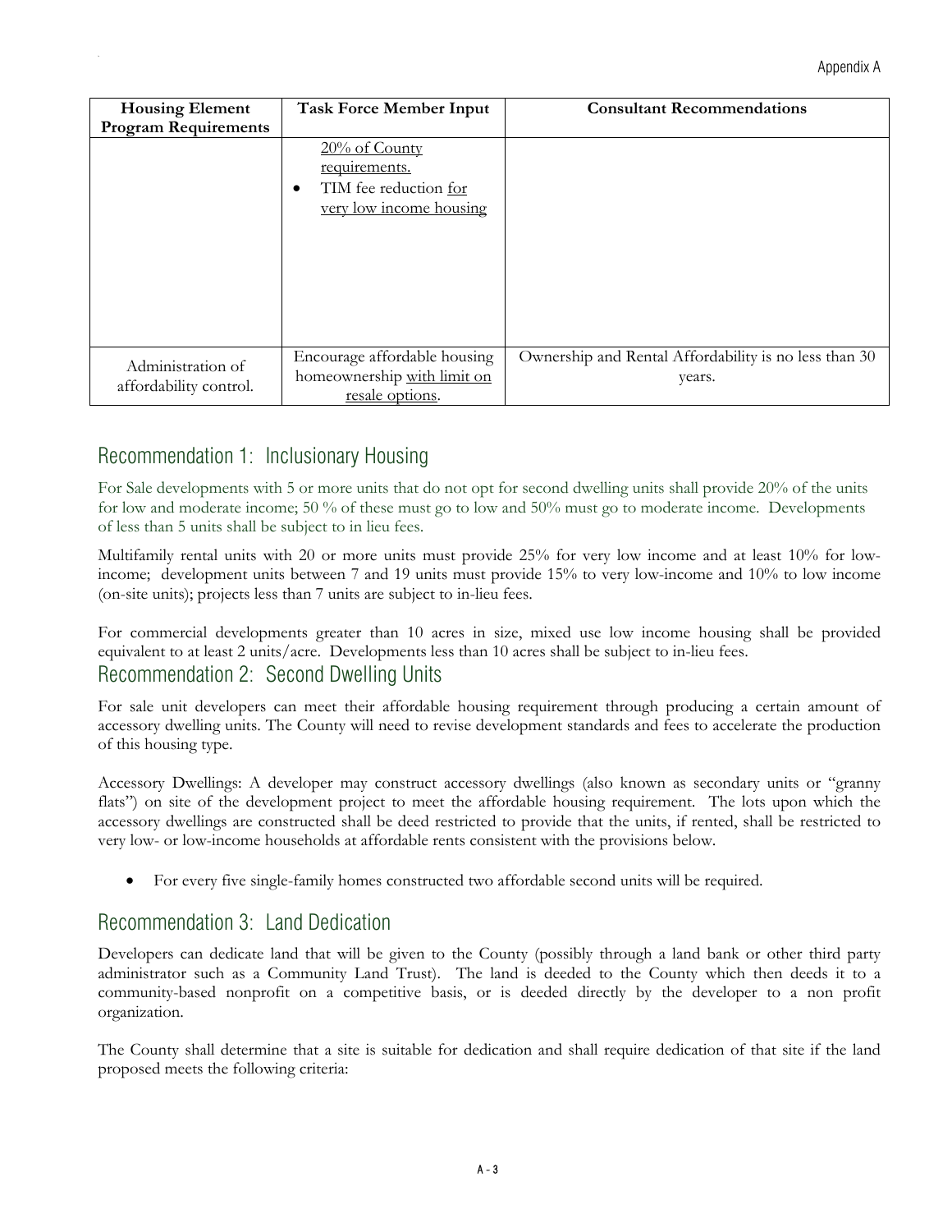| Housing Element Program Requirements | Task Force Member Input | Consultant Recommendations |
|---|---|---|
| | <u>20% of County requirements.</u><br>• TIM fee reduction <u>for very low income housing</u> | |
| Administration of affordability control. | Encourage affordable housing homeownership <u>with limit on resale options</u>. | Ownership and Rental Affordability is no less than 30 years. |

## Recommendation 1: Inclusionary Housing

For Sale developments with 5 or more units that do not opt for second dwelling units shall provide 20% of the units for low and moderate income; 50 % of these must go to low and 50% must go to moderate income. Developments of less than 5 units shall be subject to in lieu fees.

Multifamily rental units with 20 or more units must provide 25% for very low income and at least 10% for low-income; development units between 7 and 19 units must provide 15% to very low-income and 10% to low income (on-site units); projects less than 7 units are subject to in-lieu fees.

For commercial developments greater than 10 acres in size, mixed use low income housing shall be provided equivalent to at least 2 units/acre. Developments less than 10 acres shall be subject to in-lieu fees.

## Recommendation 2: Second Dwelling Units

For sale unit developers can meet their affordable housing requirement through producing a certain amount of accessory dwelling units. The County will need to revise development standards and fees to accelerate the production of this housing type.

Accessory Dwellings: A developer may construct accessory dwellings (also known as secondary units or "granny flats") on site of the development project to meet the affordable housing requirement. The lots upon which the accessory dwellings are constructed shall be deed restricted to provide that the units, if rented, shall be restricted to very low- or low-income households at affordable rents consistent with the provisions below.

- For every five single-family homes constructed two affordable second units will be required.

## Recommendation 3: Land Dedication

Developers can dedicate land that will be given to the County (possibly through a land bank or other third party administrator such as a Community Land Trust). The land is deeded to the County which then deeds it to a community-based nonprofit on a competitive basis, or is deeded directly by the developer to a non profit organization.

The County shall determine that a site is suitable for dedication and shall require dedication of that site if the land proposed meets the following criteria: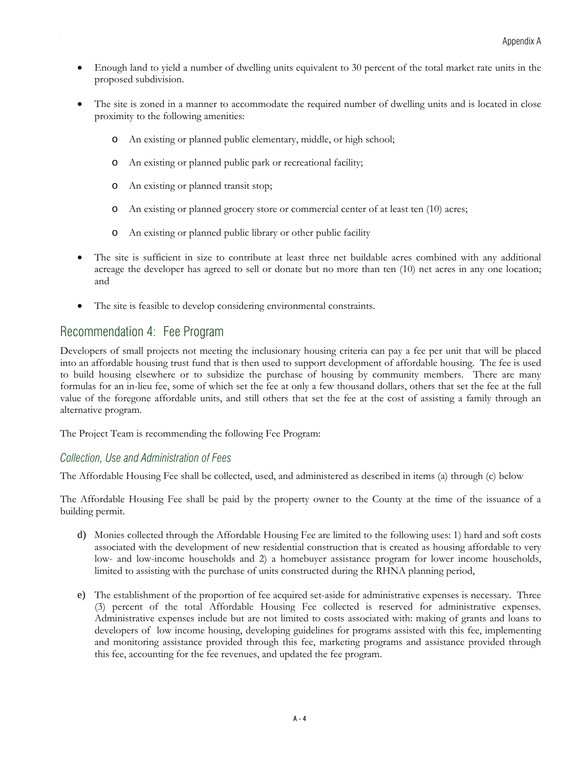- Enough land to yield a number of dwelling units equivalent to 30 percent of the total market rate units in the proposed subdivision.

- The site is zoned in a manner to accommodate the required number of dwelling units and is located in close proximity to the following amenities:

  - An existing or planned public elementary, middle, or high school;

  - An existing or planned public park or recreational facility;

  - An existing or planned transit stop;

  - An existing or planned grocery store or commercial center of at least ten (10) acres;

  - An existing or planned public library or other public facility

- The site is sufficient in size to contribute at least three net buildable acres combined with any additional acreage the developer has agreed to sell or donate but no more than ten (10) net acres in any one location; and

- The site is feasible to develop considering environmental constraints.

## Recommendation 4: Fee Program

Developers of small projects not meeting the inclusionary housing criteria can pay a fee per unit that will be placed into an affordable housing trust fund that is then used to support development of affordable housing. The fee is used to build housing elsewhere or to subsidize the purchase of housing by community members. There are many formulas for an in-lieu fee, some of which set the fee at only a few thousand dollars, others that set the fee at the full value of the foregone affordable units, and still others that set the fee at the cost of assisting a family through an alternative program.

The Project Team is recommending the following Fee Program:

### *Collection, Use and Administration of Fees*

The Affordable Housing Fee shall be collected, used, and administered as described in items (a) through (c) below

The Affordable Housing Fee shall be paid by the property owner to the County at the time of the issuance of a building permit.

d) Monies collected through the Affordable Housing Fee are limited to the following uses: 1) hard and soft costs associated with the development of new residential construction that is created as housing affordable to very low- and low-income households and 2) a homebuyer assistance program for lower income households, limited to assisting with the purchase of units constructed during the RHNA planning period,

e) The establishment of the proportion of fee acquired set-aside for administrative expenses is necessary. Three (3) percent of the total Affordable Housing Fee collected is reserved for administrative expenses. Administrative expenses include but are not limited to costs associated with: making of grants and loans to developers of low income housing, developing guidelines for programs assisted with this fee, implementing and monitoring assistance provided through this fee, marketing programs and assistance provided through this fee, accounting for the fee revenues, and updated the fee program.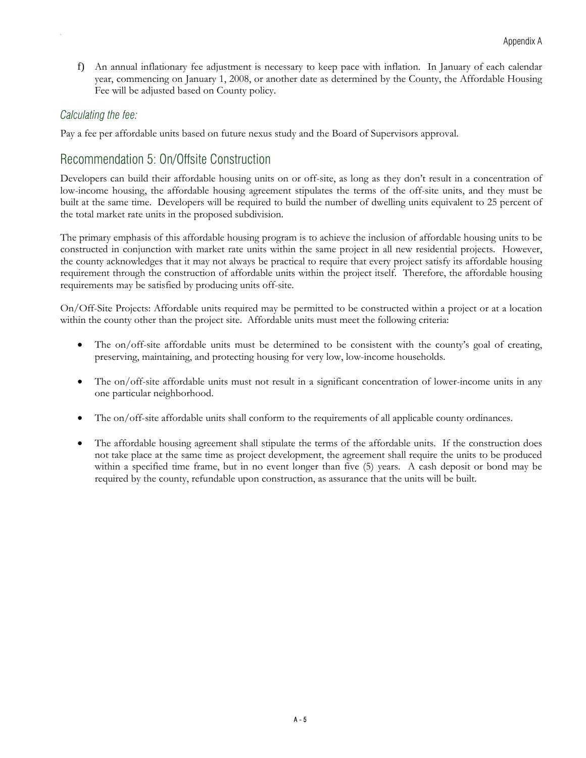f) An annual inflationary fee adjustment is necessary to keep pace with inflation. In January of each calendar year, commencing on January 1, 2008, or another date as determined by the County, the Affordable Housing Fee will be adjusted based on County policy.

### *Calculating the fee:*

Pay a fee per affordable units based on future nexus study and the Board of Supervisors approval.

## Recommendation 5: On/Offsite Construction

Developers can build their affordable housing units on or off-site, as long as they don't result in a concentration of low-income housing, the affordable housing agreement stipulates the terms of the off-site units, and they must be built at the same time. Developers will be required to build the number of dwelling units equivalent to 25 percent of the total market rate units in the proposed subdivision.

The primary emphasis of this affordable housing program is to achieve the inclusion of affordable housing units to be constructed in conjunction with market rate units within the same project in all new residential projects. However, the county acknowledges that it may not always be practical to require that every project satisfy its affordable housing requirement through the construction of affordable units within the project itself. Therefore, the affordable housing requirements may be satisfied by producing units off-site.

On/Off-Site Projects: Affordable units required may be permitted to be constructed within a project or at a location within the county other than the project site. Affordable units must meet the following criteria:

- The on/off-site affordable units must be determined to be consistent with the county's goal of creating, preserving, maintaining, and protecting housing for very low, low-income households.
- The on/off-site affordable units must not result in a significant concentration of lower-income units in any one particular neighborhood.
- The on/off-site affordable units shall conform to the requirements of all applicable county ordinances.
- The affordable housing agreement shall stipulate the terms of the affordable units. If the construction does not take place at the same time as project development, the agreement shall require the units to be produced within a specified time frame, but in no event longer than five (5) years. A cash deposit or bond may be required by the county, refundable upon construction, as assurance that the units will be built.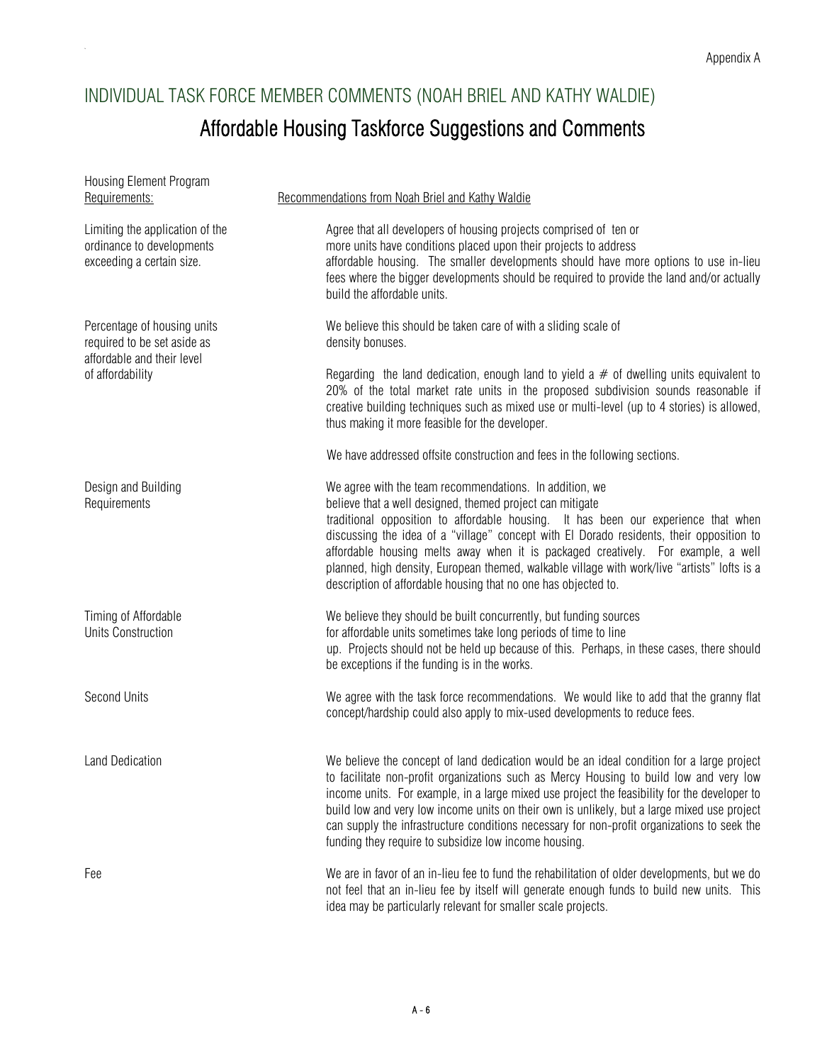# INDIVIDUAL TASK FORCE MEMBER COMMENTS (NOAH BRIEL AND KATHY WALDIE)

## Affordable Housing Taskforce Suggestions and Comments

| Housing Element Program Requirements: | Recommendations from Noah Briel and Kathy Waldie |
|---|---|
| Limiting the application of the ordinance to developments exceeding a certain size. | Agree that all developers of housing projects comprised of ten or more units have conditions placed upon their projects to address affordable housing. The smaller developments should have more options to use in-lieu fees where the bigger developments should be required to provide the land and/or actually build the affordable units. |
| Percentage of housing units required to be set aside as affordable and their level of affordability | We believe this should be taken care of with a sliding scale of density bonuses.<br><br>Regarding the land dedication, enough land to yield a # of dwelling units equivalent to 20% of the total market rate units in the proposed subdivision sounds reasonable if creative building techniques such as mixed use or multi-level (up to 4 stories) is allowed, thus making it more feasible for the developer.<br><br>We have addressed offsite construction and fees in the following sections. |
| Design and Building Requirements | We agree with the team recommendations. In addition, we believe that a well designed, themed project can mitigate traditional opposition to affordable housing. It has been our experience that when discussing the idea of a "village" concept with El Dorado residents, their opposition to affordable housing melts away when it is packaged creatively. For example, a well planned, high density, European themed, walkable village with work/live "artists" lofts is a description of affordable housing that no one has objected to. |
| Timing of Affordable Units Construction | We believe they should be built concurrently, but funding sources for affordable units sometimes take long periods of time to line up. Projects should not be held up because of this. Perhaps, in these cases, there should be exceptions if the funding is in the works. |
| Second Units | We agree with the task force recommendations. We would like to add that the granny flat concept/hardship could also apply to mix-used developments to reduce fees. |
| Land Dedication | We believe the concept of land dedication would be an ideal condition for a large project to facilitate non-profit organizations such as Mercy Housing to build low and very low income units. For example, in a large mixed use project the feasibility for the developer to build low and very low income units on their own is unlikely, but a large mixed use project can supply the infrastructure conditions necessary for non-profit organizations to seek the funding they require to subsidize low income housing. |
| Fee | We are in favor of an in-lieu fee to fund the rehabilitation of older developments, but we do not feel that an in-lieu fee by itself will generate enough funds to build new units. This idea may be particularly relevant for smaller scale projects. |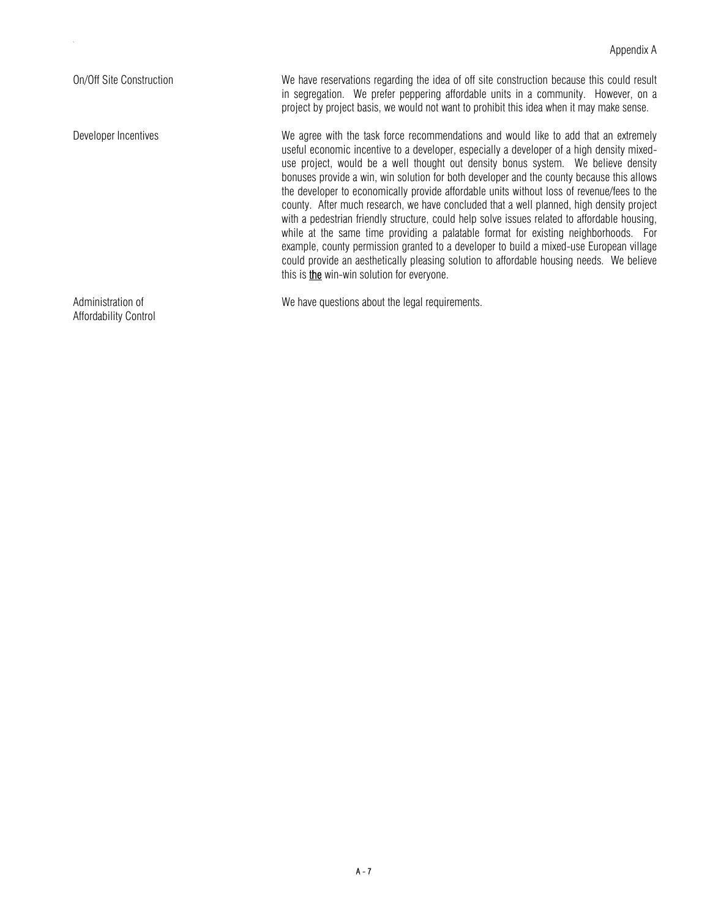**On/Off Site Construction**

We have reservations regarding the idea of off site construction because this could result in segregation. We prefer peppering affordable units in a community. However, on a project by project basis, we would not want to prohibit this idea when it may make sense.

**Developer Incentives**

We agree with the task force recommendations and would like to add that an extremely useful economic incentive to a developer, especially a developer of a high density mixed-use project, would be a well thought out density bonus system. We believe density bonuses provide a win, win solution for both developer and the county because this allows the developer to economically provide affordable units without loss of revenue/fees to the county. After much research, we have concluded that a well planned, high density project with a pedestrian friendly structure, could help solve issues related to affordable housing, while at the same time providing a palatable format for existing neighborhoods. For example, county permission granted to a developer to build a mixed-use European village could provide an aesthetically pleasing solution to affordable housing needs. We believe this is **the** win-win solution for everyone.

**Administration of Affordability Control**

We have questions about the legal requirements.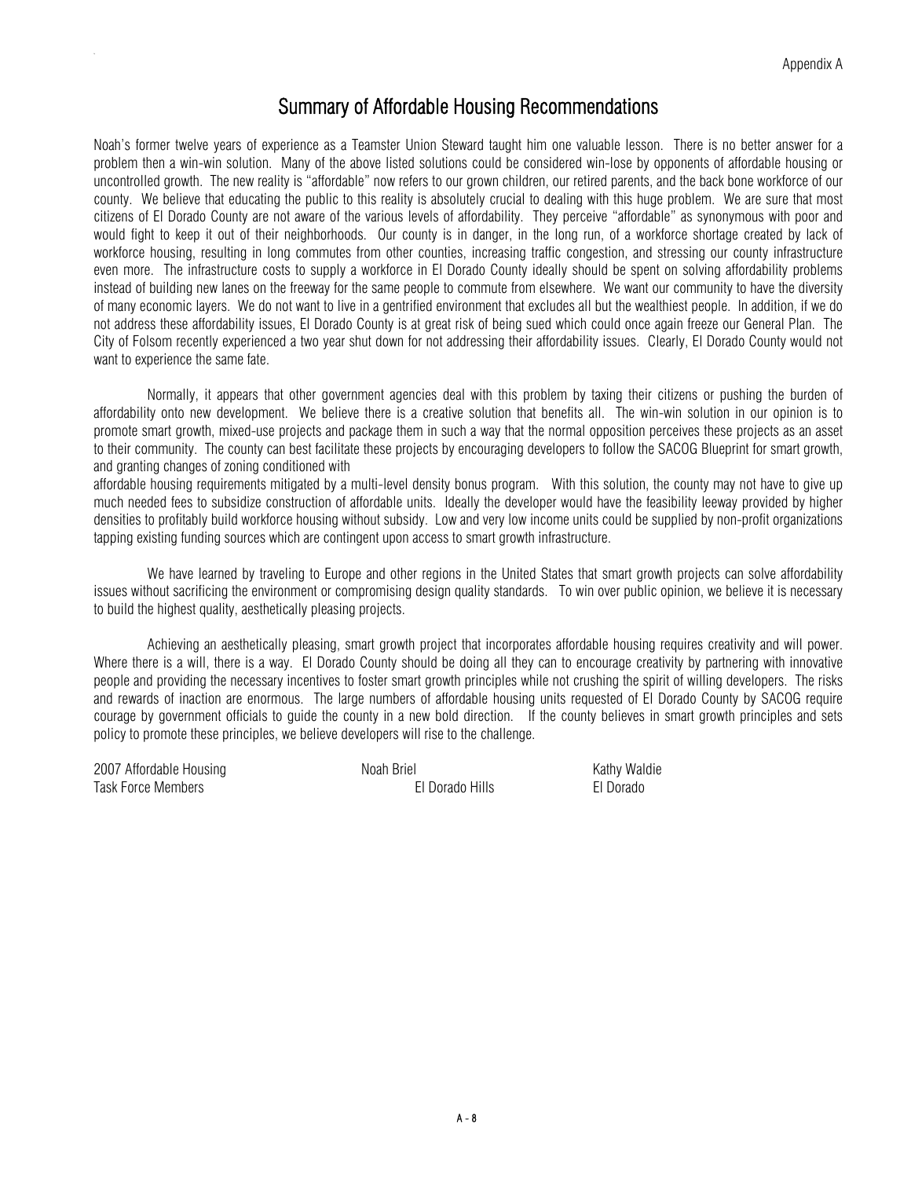# Summary of Affordable Housing Recommendations

Noah's former twelve years of experience as a Teamster Union Steward taught him one valuable lesson. There is no better answer for a problem then a win-win solution. Many of the above listed solutions could be considered win-lose by opponents of affordable housing or uncontrolled growth. The new reality is "affordable" now refers to our grown children, our retired parents, and the back bone workforce of our county. We believe that educating the public to this reality is absolutely crucial to dealing with this huge problem. We are sure that most citizens of El Dorado County are not aware of the various levels of affordability. They perceive "affordable" as synonymous with poor and would fight to keep it out of their neighborhoods. Our county is in danger, in the long run, of a workforce shortage created by lack of workforce housing, resulting in long commutes from other counties, increasing traffic congestion, and stressing our county infrastructure even more. The infrastructure costs to supply a workforce in El Dorado County ideally should be spent on solving affordability problems instead of building new lanes on the freeway for the same people to commute from elsewhere. We want our community to have the diversity of many economic layers. We do not want to live in a gentrified environment that excludes all but the wealthiest people. In addition, if we do not address these affordability issues, El Dorado County is at great risk of being sued which could once again freeze our General Plan. The City of Folsom recently experienced a two year shut down for not addressing their affordability issues. Clearly, El Dorado County would not want to experience the same fate.

Normally, it appears that other government agencies deal with this problem by taxing their citizens or pushing the burden of affordability onto new development. We believe there is a creative solution that benefits all. The win-win solution in our opinion is to promote smart growth, mixed-use projects and package them in such a way that the normal opposition perceives these projects as an asset to their community. The county can best facilitate these projects by encouraging developers to follow the SACOG Blueprint for smart growth, and granting changes of zoning conditioned with affordable housing requirements mitigated by a multi-level density bonus program. With this solution, the county may not have to give up much needed fees to subsidize construction of affordable units. Ideally the developer would have the feasibility leeway provided by higher densities to profitably build workforce housing without subsidy. Low and very low income units could be supplied by non-profit organizations tapping existing funding sources which are contingent upon access to smart growth infrastructure.

We have learned by traveling to Europe and other regions in the United States that smart growth projects can solve affordability issues without sacrificing the environment or compromising design quality standards. To win over public opinion, we believe it is necessary to build the highest quality, aesthetically pleasing projects.

Achieving an aesthetically pleasing, smart growth project that incorporates affordable housing requires creativity and will power. Where there is a will, there is a way. El Dorado County should be doing all they can to encourage creativity by partnering with innovative people and providing the necessary incentives to foster smart growth principles while not crushing the spirit of willing developers. The risks and rewards of inaction are enormous. The large numbers of affordable housing units requested of El Dorado County by SACOG require courage by government officials to guide the county in a new bold direction. If the county believes in smart growth principles and sets policy to promote these principles, we believe developers will rise to the challenge.

2007 Affordable Housing Task Force Members

Noah Briel
El Dorado Hills

Kathy Waldie
El Dorado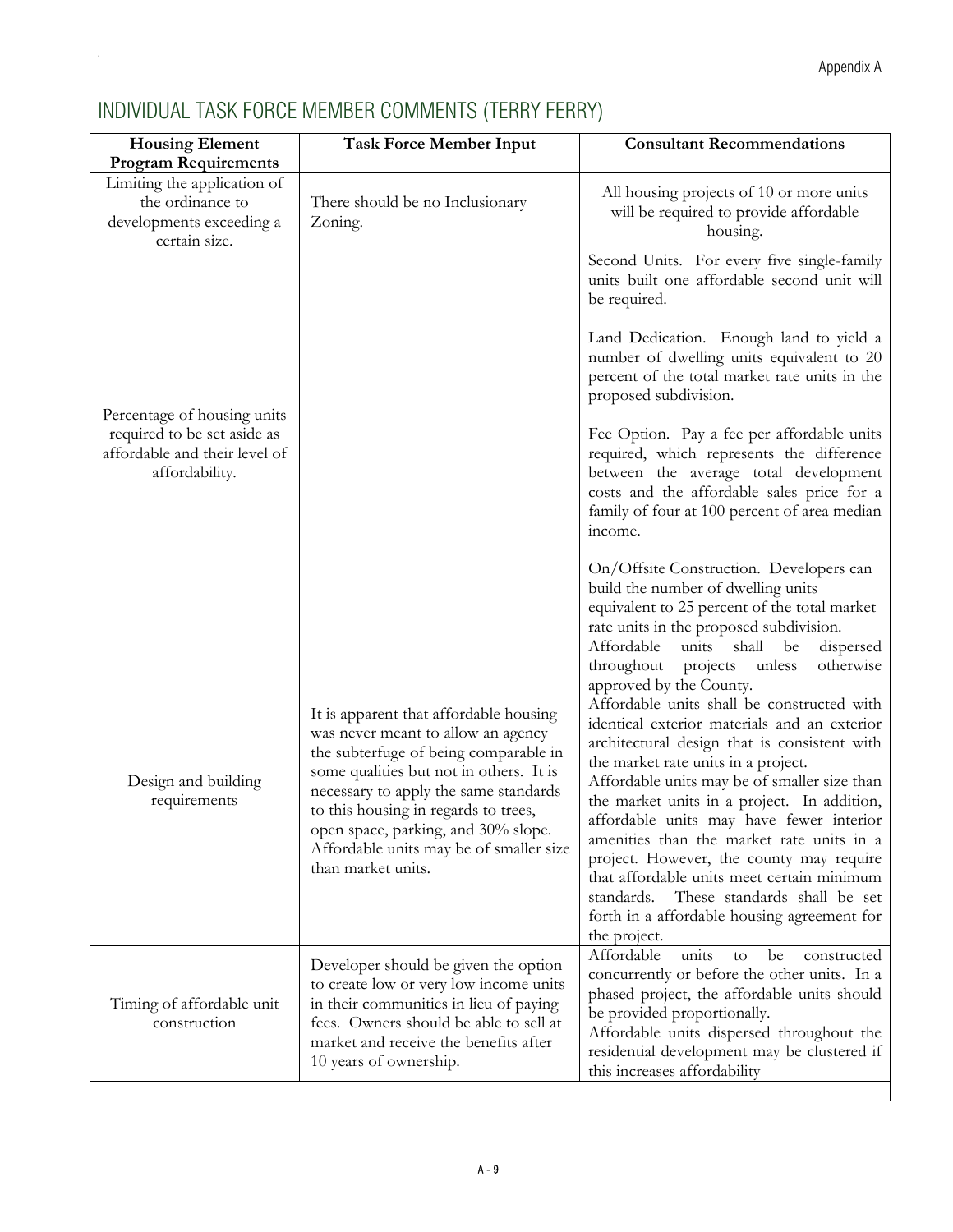# INDIVIDUAL TASK FORCE MEMBER COMMENTS (TERRY FERRY)

| Housing Element Program Requirements | Task Force Member Input | Consultant Recommendations |
|---|---|---|
| Limiting the application of the ordinance to developments exceeding a certain size. | There should be no Inclusionary Zoning. | All housing projects of 10 or more units will be required to provide affordable housing. |
| Percentage of housing units required to be set aside as affordable and their level of affordability. | | Second Units. For every five single-family units built one affordable second unit will be required.<br><br>Land Dedication. Enough land to yield a number of dwelling units equivalent to 20 percent of the total market rate units in the proposed subdivision.<br><br>Fee Option. Pay a fee per affordable units required, which represents the difference between the average total development costs and the affordable sales price for a family of four at 100 percent of area median income.<br><br>On/Offsite Construction. Developers can build the number of dwelling units equivalent to 25 percent of the total market rate units in the proposed subdivision. |
| Design and building requirements | It is apparent that affordable housing was never meant to allow an agency the subterfuge of being comparable in some qualities but not in others. It is necessary to apply the same standards to this housing in regards to trees, open space, parking, and 30% slope. Affordable units may be of smaller size than market units. | Affordable units shall be dispersed throughout projects unless otherwise approved by the County.<br>Affordable units shall be constructed with identical exterior materials and an exterior architectural design that is consistent with the market rate units in a project.<br>Affordable units may be of smaller size than the market units in a project. In addition, affordable units may have fewer interior amenities than the market rate units in a project. However, the county may require that affordable units meet certain minimum standards. These standards shall be set forth in a affordable housing agreement for the project. |
| Timing of affordable unit construction | Developer should be given the option to create low or very low income units in their communities in lieu of paying fees. Owners should be able to sell at market and receive the benefits after 10 years of ownership. | Affordable units to be constructed concurrently or before the other units. In a phased project, the affordable units should be provided proportionally.<br>Affordable units dispersed throughout the residential development may be clustered if this increases affordability |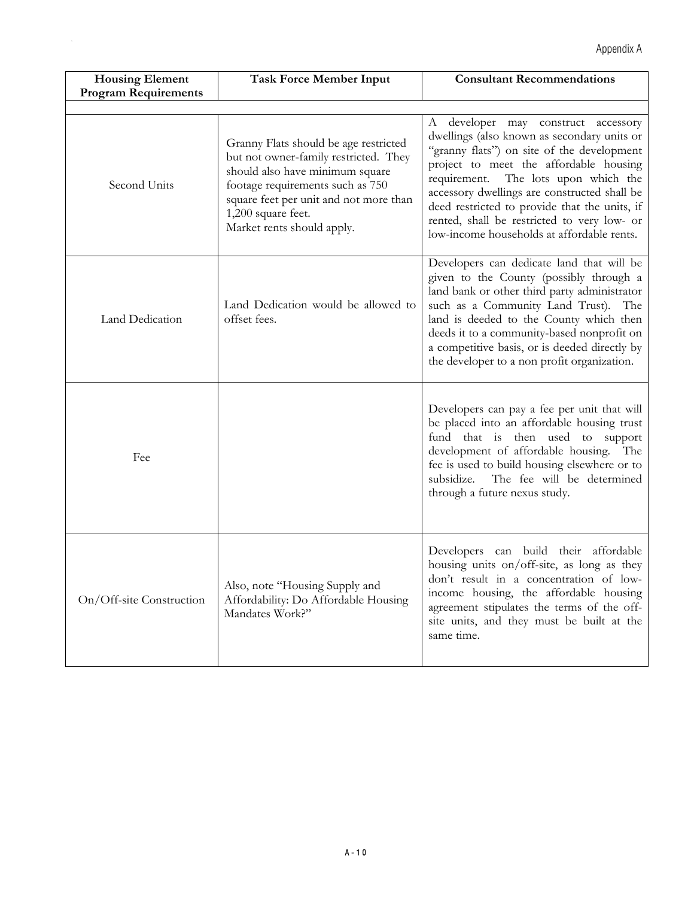| Housing Element Program Requirements | Task Force Member Input | Consultant Recommendations |
|---|---|---|
| | | |
| Second Units | Granny Flats should be age restricted but not owner-family restricted. They should also have minimum square footage requirements such as 750 square feet per unit and not more than 1,200 square feet.<br>Market rents should apply. | A developer may construct accessory dwellings (also known as secondary units or "granny flats") on site of the development project to meet the affordable housing requirement. The lots upon which the accessory dwellings are constructed shall be deed restricted to provide that the units, if rented, shall be restricted to very low- or low-income households at affordable rents. |
| Land Dedication | Land Dedication would be allowed to offset fees. | Developers can dedicate land that will be given to the County (possibly through a land bank or other third party administrator such as a Community Land Trust). The land is deeded to the County which then deeds it to a community-based nonprofit on a competitive basis, or is deeded directly by the developer to a non profit organization. |
| Fee | | Developers can pay a fee per unit that will be placed into an affordable housing trust fund that is then used to support development of affordable housing. The fee is used to build housing elsewhere or to subsidize. The fee will be determined through a future nexus study. |
| On/Off-site Construction | Also, note "Housing Supply and Affordability: Do Affordable Housing Mandates Work?" | Developers can build their affordable housing units on/off-site, as long as they don't result in a concentration of low-income housing, the affordable housing agreement stipulates the terms of the off-site units, and they must be built at the same time. |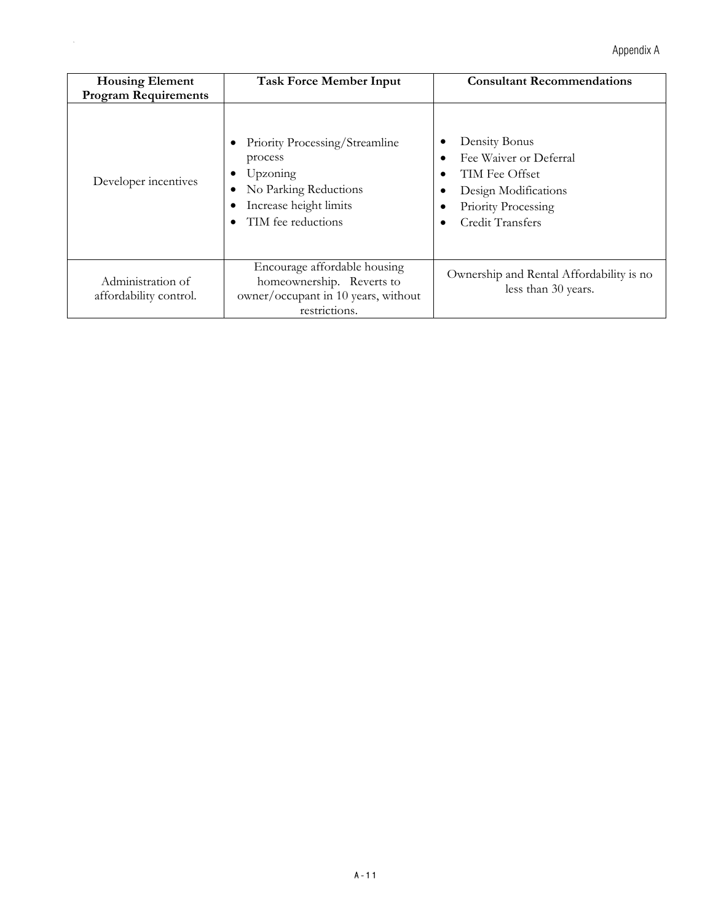| Housing Element Program Requirements | Task Force Member Input | Consultant Recommendations |
|---|---|---|
| Developer incentives | • Priority Processing/Streamline process<br>• Upzoning<br>• No Parking Reductions<br>• Increase height limits<br>• TIM fee reductions | • Density Bonus<br>• Fee Waiver or Deferral<br>• TIM Fee Offset<br>• Design Modifications<br>• Priority Processing<br>• Credit Transfers |
| Administration of affordability control. | Encourage affordable housing homeownership. Reverts to owner/occupant in 10 years, without restrictions. | Ownership and Rental Affordability is no less than 30 years. |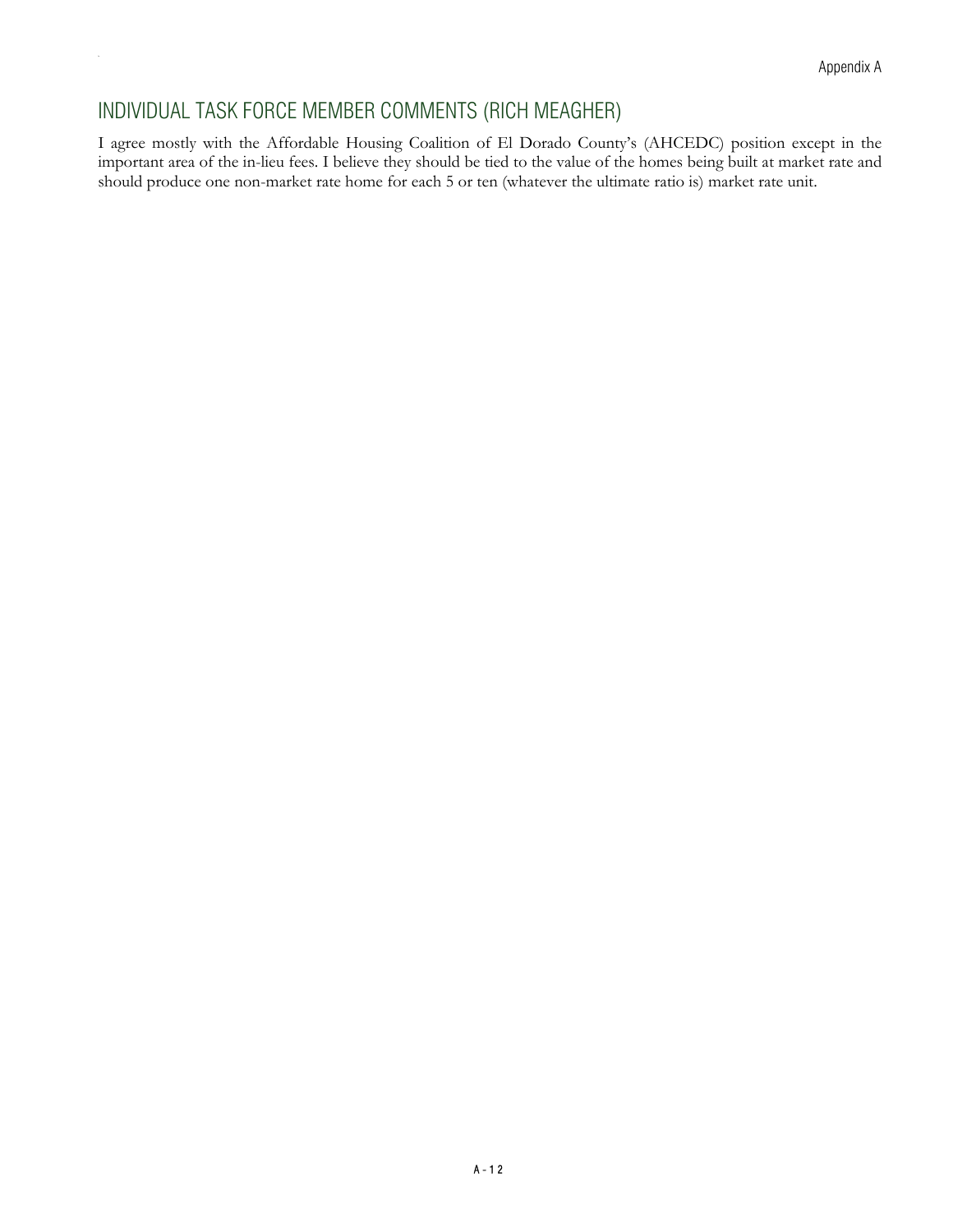## INDIVIDUAL TASK FORCE MEMBER COMMENTS (RICH MEAGHER)

I agree mostly with the Affordable Housing Coalition of El Dorado County's (AHCEDC) position except in the important area of the in-lieu fees. I believe they should be tied to the value of the homes being built at market rate and should produce one non-market rate home for each 5 or ten (whatever the ultimate ratio is) market rate unit.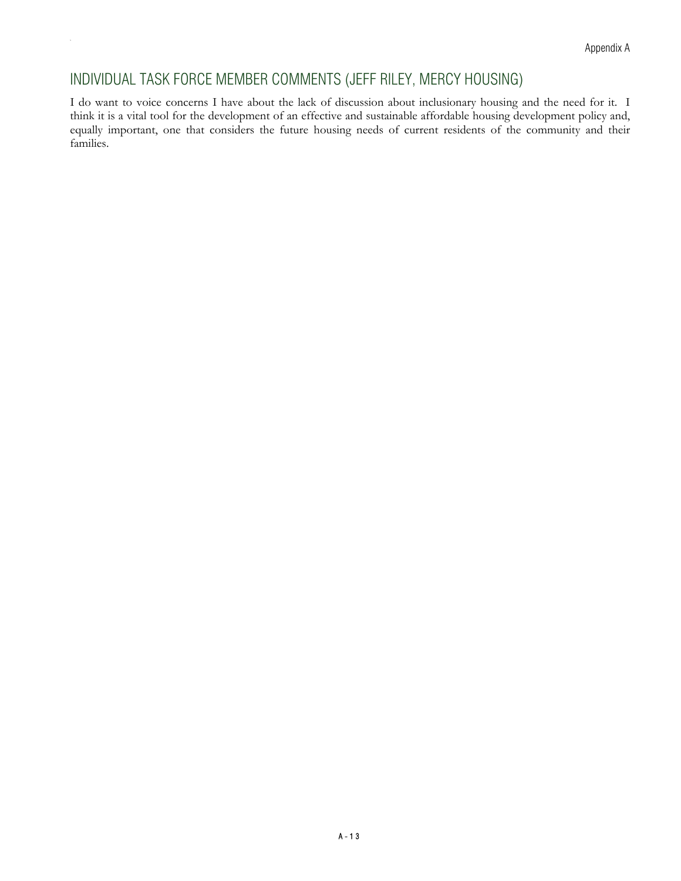## INDIVIDUAL TASK FORCE MEMBER COMMENTS (JEFF RILEY, MERCY HOUSING)

I do want to voice concerns I have about the lack of discussion about inclusionary housing and the need for it. I think it is a vital tool for the development of an effective and sustainable affordable housing development policy and, equally important, one that considers the future housing needs of current residents of the community and their families.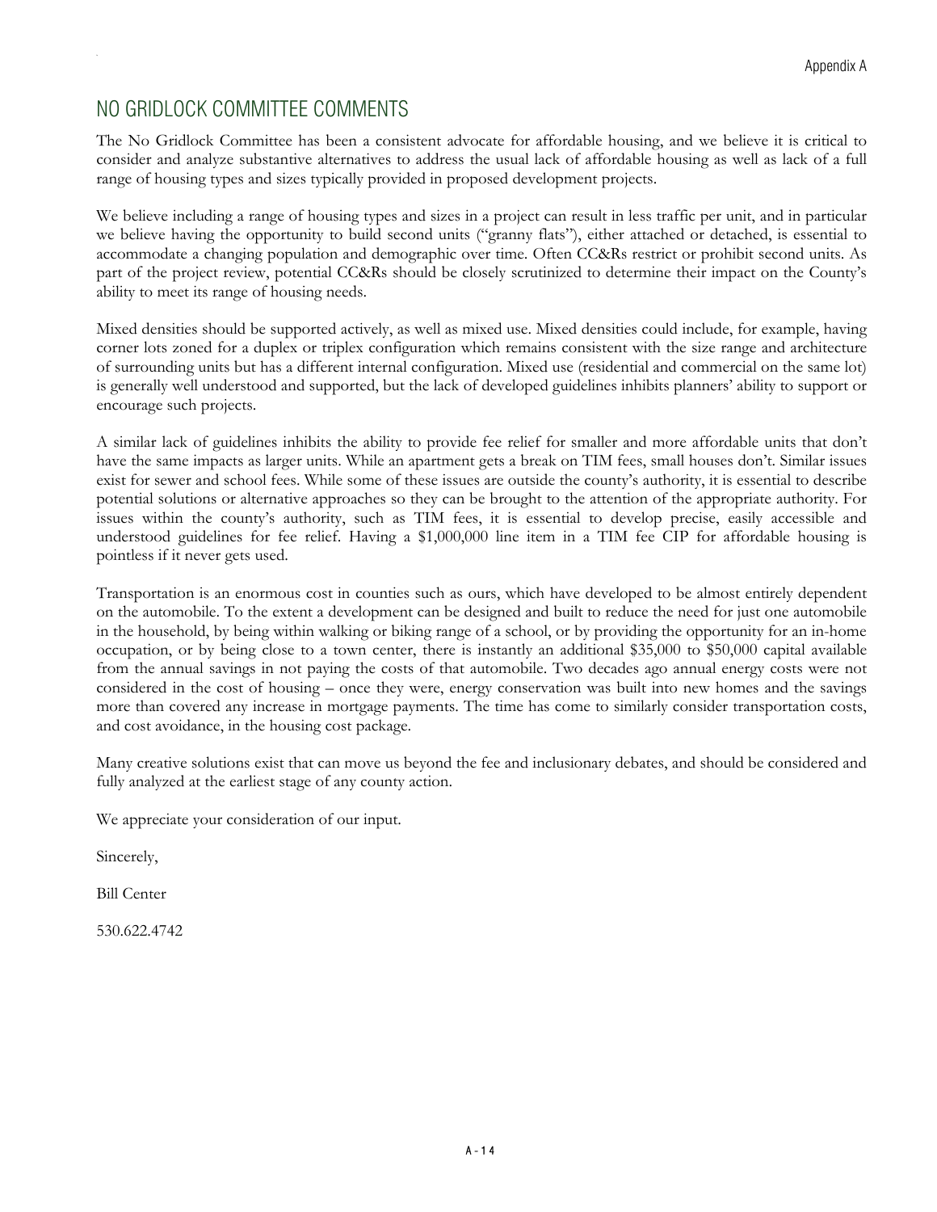## NO GRIDLOCK COMMITTEE COMMENTS

The No Gridlock Committee has been a consistent advocate for affordable housing, and we believe it is critical to consider and analyze substantive alternatives to address the usual lack of affordable housing as well as lack of a full range of housing types and sizes typically provided in proposed development projects.

We believe including a range of housing types and sizes in a project can result in less traffic per unit, and in particular we believe having the opportunity to build second units ("granny flats"), either attached or detached, is essential to accommodate a changing population and demographic over time. Often CC&Rs restrict or prohibit second units. As part of the project review, potential CC&Rs should be closely scrutinized to determine their impact on the County's ability to meet its range of housing needs.

Mixed densities should be supported actively, as well as mixed use. Mixed densities could include, for example, having corner lots zoned for a duplex or triplex configuration which remains consistent with the size range and architecture of surrounding units but has a different internal configuration. Mixed use (residential and commercial on the same lot) is generally well understood and supported, but the lack of developed guidelines inhibits planners' ability to support or encourage such projects.

A similar lack of guidelines inhibits the ability to provide fee relief for smaller and more affordable units that don't have the same impacts as larger units. While an apartment gets a break on TIM fees, small houses don't. Similar issues exist for sewer and school fees. While some of these issues are outside the county's authority, it is essential to describe potential solutions or alternative approaches so they can be brought to the attention of the appropriate authority. For issues within the county's authority, such as TIM fees, it is essential to develop precise, easily accessible and understood guidelines for fee relief. Having a $1,000,000 line item in a TIM fee CIP for affordable housing is pointless if it never gets used.

Transportation is an enormous cost in counties such as ours, which have developed to be almost entirely dependent on the automobile. To the extent a development can be designed and built to reduce the need for just one automobile in the household, by being within walking or biking range of a school, or by providing the opportunity for an in-home occupation, or by being close to a town center, there is instantly an additional $35,000 to $50,000 capital available from the annual savings in not paying the costs of that automobile. Two decades ago annual energy costs were not considered in the cost of housing – once they were, energy conservation was built into new homes and the savings more than covered any increase in mortgage payments. The time has come to similarly consider transportation costs, and cost avoidance, in the housing cost package.

Many creative solutions exist that can move us beyond the fee and inclusionary debates, and should be considered and fully analyzed at the earliest stage of any county action.

We appreciate your consideration of our input.

Sincerely,

Bill Center

530.622.4742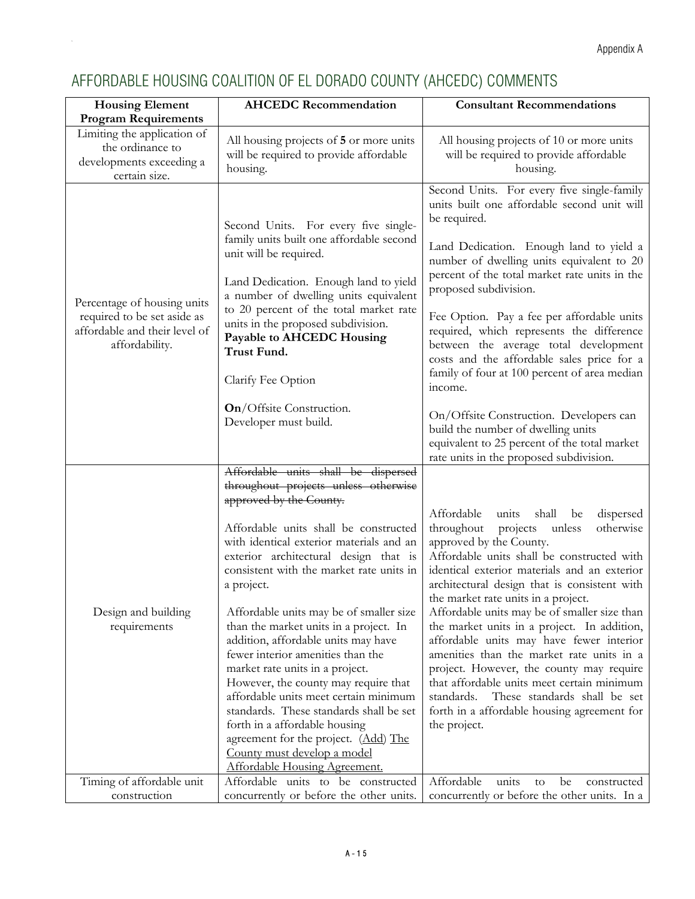# AFFORDABLE HOUSING COALITION OF EL DORADO COUNTY (AHCEDC) COMMENTS

| Housing Element Program Requirements | AHCEDC Recommendation | Consultant Recommendations |
|---|---|---|
| Limiting the application of the ordinance to developments exceeding a certain size. | All housing projects of **5** or more units will be required to provide affordable housing. | All housing projects of 10 or more units will be required to provide affordable housing. |
| Percentage of housing units required to be set aside as affordable and their level of affordability. | Second Units. For every five single-family units built one affordable second unit will be required.<br><br>Land Dedication. Enough land to yield a number of dwelling units equivalent to 20 percent of the total market rate units in the proposed subdivision. **Payable to AHCEDC Housing Trust Fund.**<br><br>Clarify Fee Option<br><br>**On**/Offsite Construction. Developer must build. | Second Units. For every five single-family units built one affordable second unit will be required.<br><br>Land Dedication. Enough land to yield a number of dwelling units equivalent to 20 percent of the total market rate units in the proposed subdivision.<br><br>Fee Option. Pay a fee per affordable units required, which represents the difference between the average total development costs and the affordable sales price for a family of four at 100 percent of area median income.<br><br>On/Offsite Construction. Developers can build the number of dwelling units equivalent to 25 percent of the total market rate units in the proposed subdivision. |
| Design and building requirements | ~~Affordable units shall be dispersed throughout projects unless otherwise approved by the County.~~<br><br>Affordable units shall be constructed with identical exterior materials and an exterior architectural design that is consistent with the market rate units in a project.<br><br>Affordable units may be of smaller size than the market units in a project. In addition, affordable units may have fewer interior amenities than the market rate units in a project. However, the county may require that affordable units meet certain minimum standards. These standards shall be set forth in a affordable housing agreement for the project. <u>(Add)</u> <u>The County must develop a model Affordable Housing Agreement.</u> | Affordable units shall be dispersed throughout projects unless otherwise approved by the County.<br>Affordable units shall be constructed with identical exterior materials and an exterior architectural design that is consistent with the market rate units in a project.<br>Affordable units may be of smaller size than the market units in a project. In addition, affordable units may have fewer interior amenities than the market rate units in a project. However, the county may require that affordable units meet certain minimum standards. These standards shall be set forth in a affordable housing agreement for the project. |
| Timing of affordable unit construction | Affordable units to be constructed concurrently or before the other units. | Affordable units to be constructed concurrently or before the other units. In a |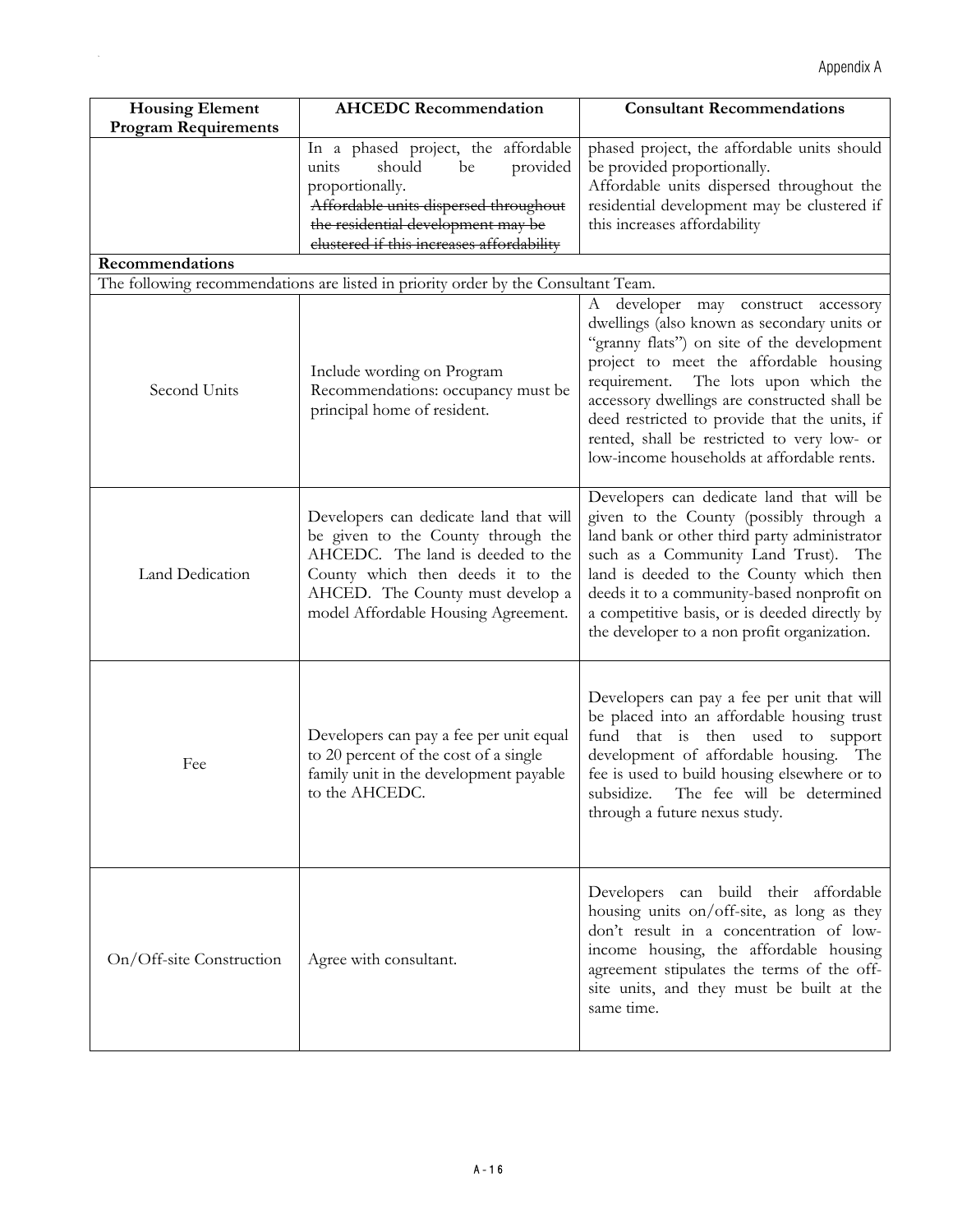| Housing Element Program Requirements | AHCEDC Recommendation | Consultant Recommendations |
|---|---|---|
| | In a phased project, the affordable units should be provided proportionally. ~~Affordable units dispersed throughout the residential development may be clustered if this increases affordability~~ | phased project, the affordable units should be provided proportionally. Affordable units dispersed throughout the residential development may be clustered if this increases affordability |
| **Recommendations** | | |
| The following recommendations are listed in priority order by the Consultant Team. | | |
| Second Units | Include wording on Program Recommendations: occupancy must be principal home of resident. | A developer may construct accessory dwellings (also known as secondary units or "granny flats") on site of the development project to meet the affordable housing requirement. The lots upon which the accessory dwellings are constructed shall be deed restricted to provide that the units, if rented, shall be restricted to very low- or low-income households at affordable rents. |
| Land Dedication | Developers can dedicate land that will be given to the County through the AHCEDC. The land is deeded to the County which then deeds it to the AHCED. The County must develop a model Affordable Housing Agreement. | Developers can dedicate land that will be given to the County (possibly through a land bank or other third party administrator such as a Community Land Trust). The land is deeded to the County which then deeds it to a community-based nonprofit on a competitive basis, or is deeded directly by the developer to a non profit organization. |
| Fee | Developers can pay a fee per unit equal to 20 percent of the cost of a single family unit in the development payable to the AHCEDC. | Developers can pay a fee per unit that will be placed into an affordable housing trust fund that is then used to support development of affordable housing. The fee is used to build housing elsewhere or to subsidize. The fee will be determined through a future nexus study. |
| On/Off-site Construction | Agree with consultant. | Developers can build their affordable housing units on/off-site, as long as they don't result in a concentration of low-income housing, the affordable housing agreement stipulates the terms of the off-site units, and they must be built at the same time. |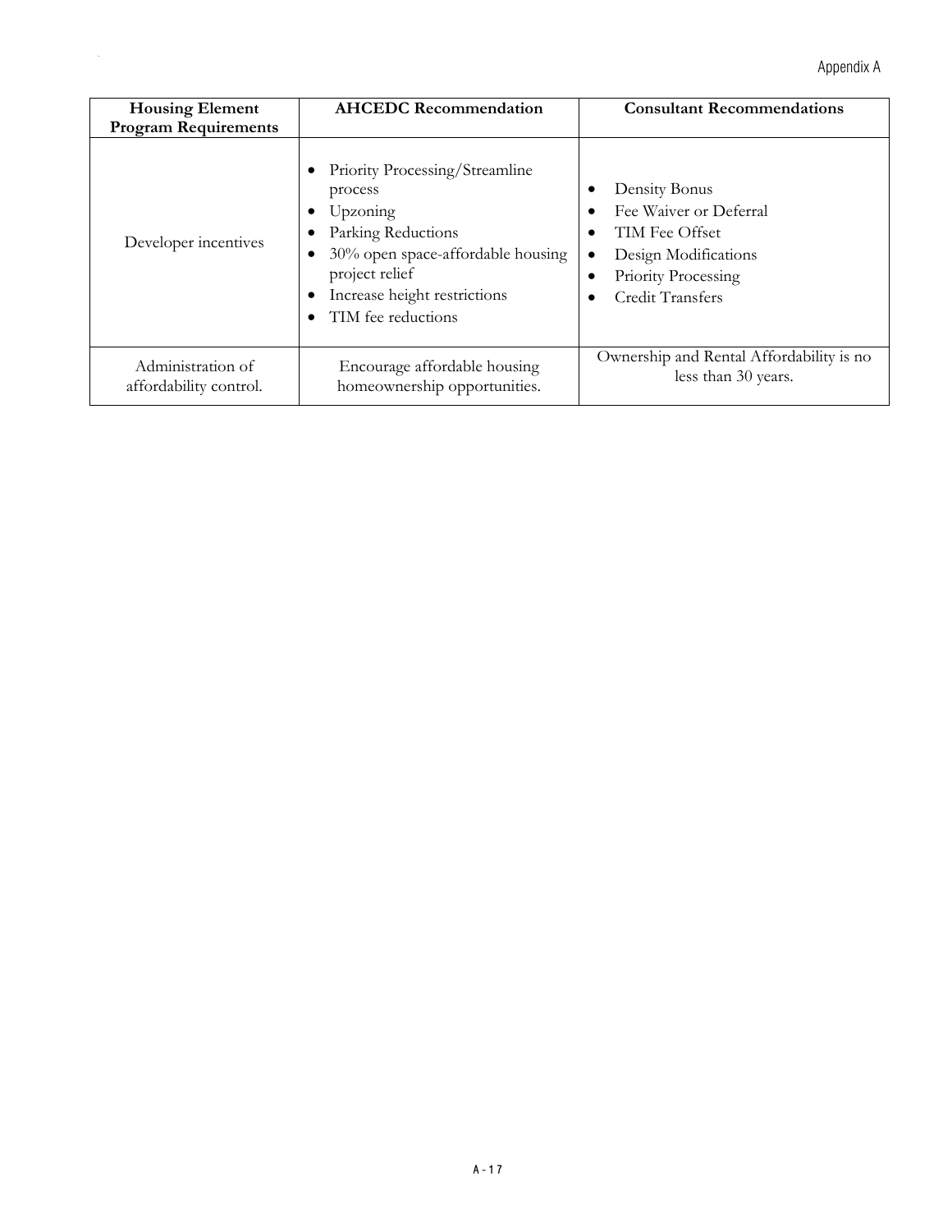| Housing Element Program Requirements | AHCEDC Recommendation | Consultant Recommendations |
|---|---|---|
| Developer incentives | • Priority Processing/Streamline process<br>• Upzoning<br>• Parking Reductions<br>• 30% open space-affordable housing project relief<br>• Increase height restrictions<br>• TIM fee reductions | • Density Bonus<br>• Fee Waiver or Deferral<br>• TIM Fee Offset<br>• Design Modifications<br>• Priority Processing<br>• Credit Transfers |
| Administration of affordability control. | Encourage affordable housing homeownership opportunities. | Ownership and Rental Affordability is no less than 30 years. |